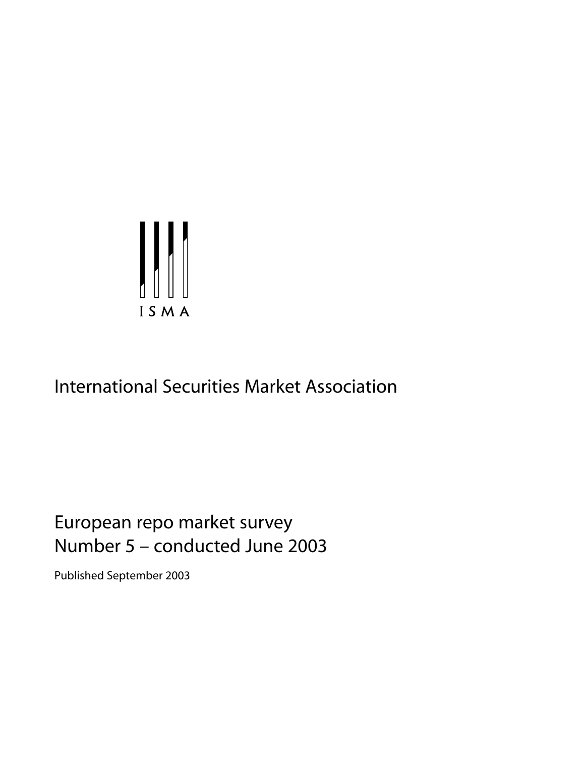ISMA

International Securities Market Association

# European repo market survey
# Number 5 – conducted June 2003

Published September 2003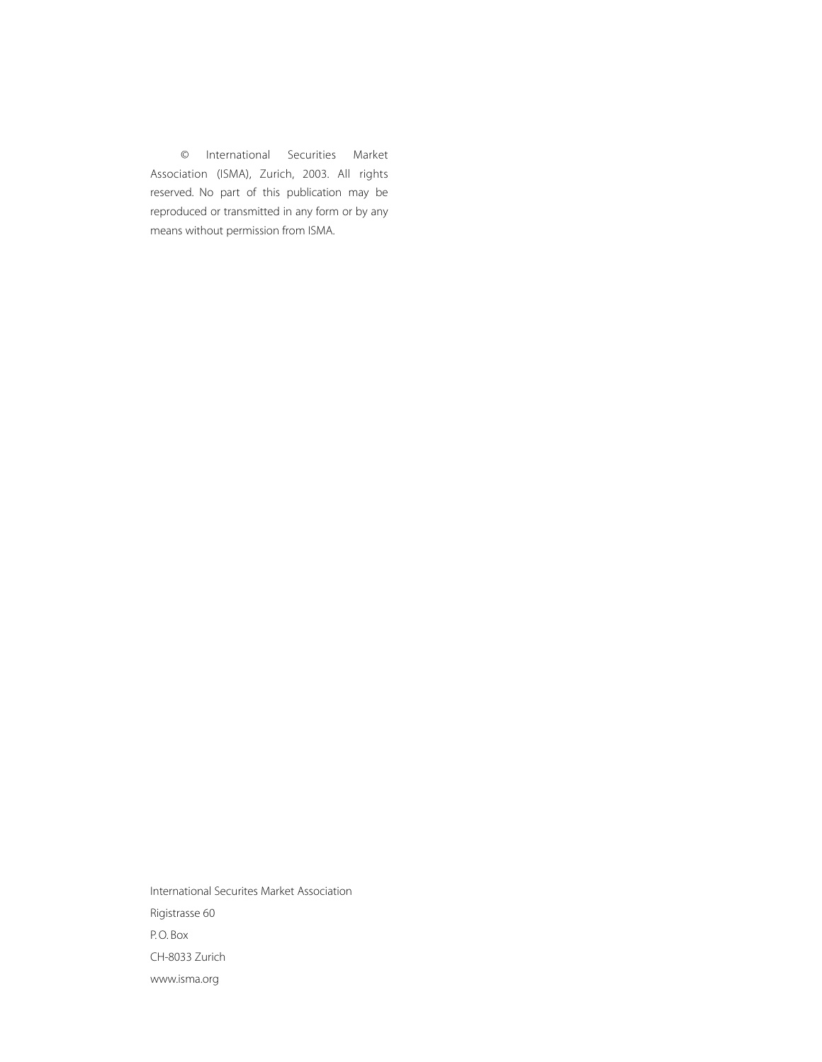© International Securities Market Association (ISMA), Zurich, 2003. All rights reserved. No part of this publication may be reproduced or transmitted in any form or by any means without permission from ISMA.

International Securites Market Association

Rigistrasse 60

P. O. Box

CH-8033 Zurich

www.isma.org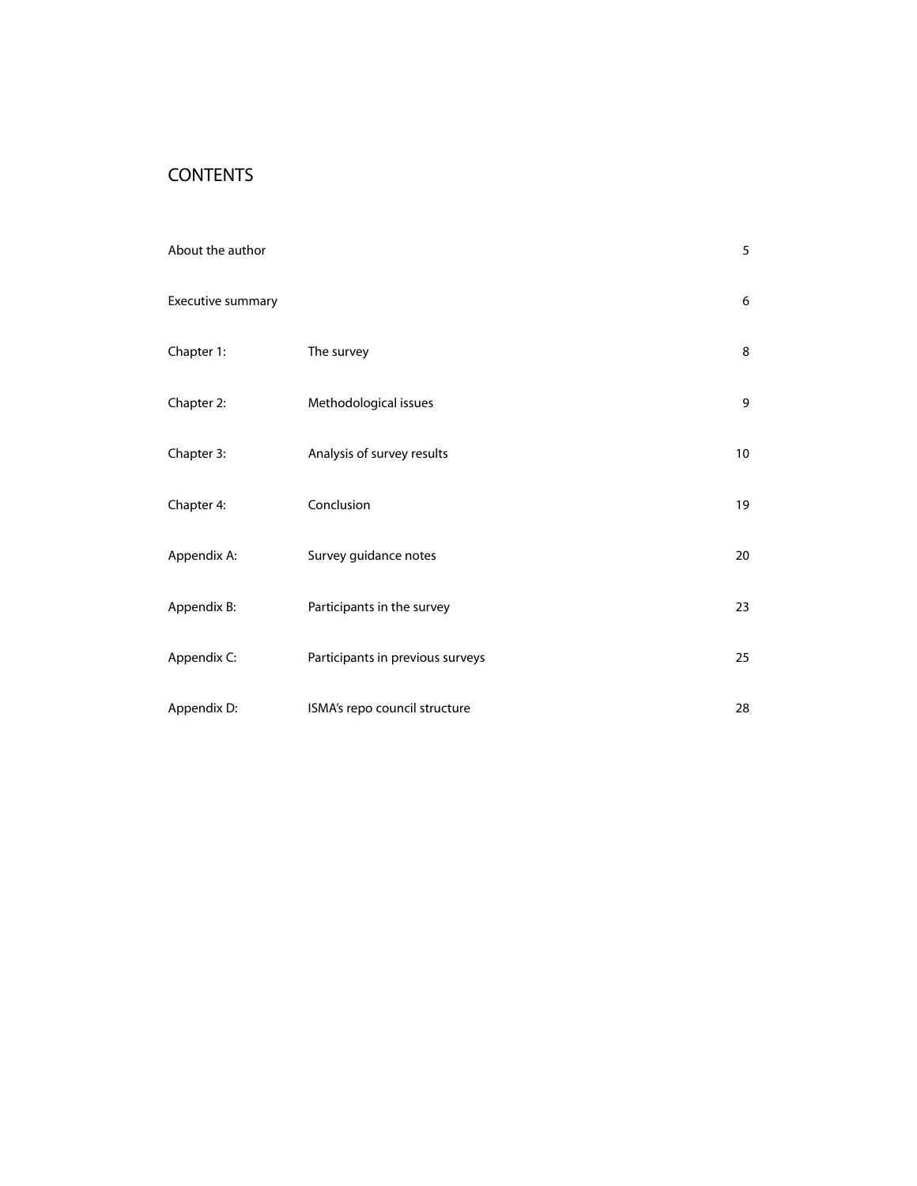# CONTENTS

| | | |
|---|---|---|
| About the author | | 5 |
| Executive summary | | 6 |
| Chapter 1: | The survey | 8 |
| Chapter 2: | Methodological issues | 9 |
| Chapter 3: | Analysis of survey results | 10 |
| Chapter 4: | Conclusion | 19 |
| Appendix A: | Survey guidance notes | 20 |
| Appendix B: | Participants in the survey | 23 |
| Appendix C: | Participants in previous surveys | 25 |
| Appendix D: | ISMA's repo council structure | 28 |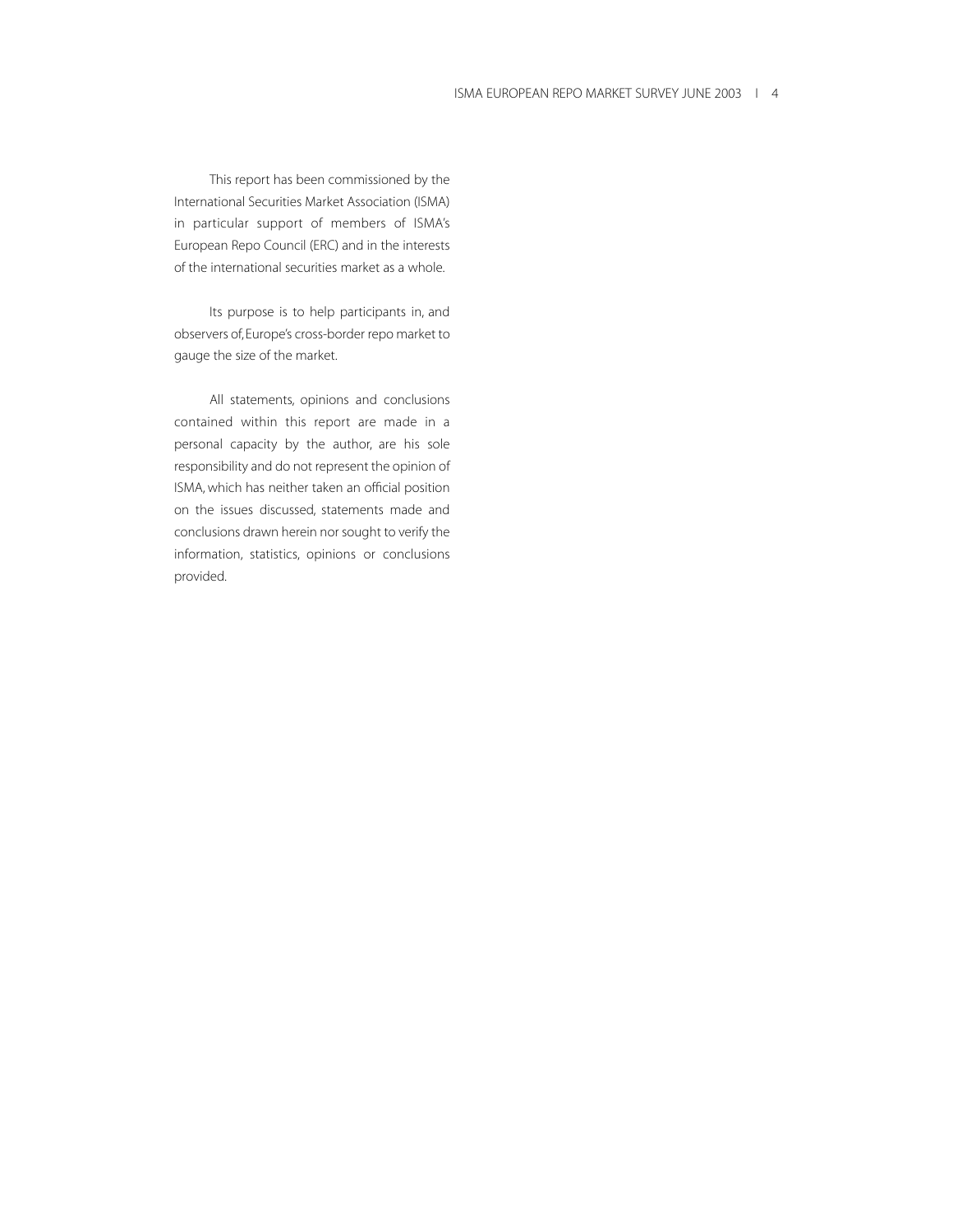This report has been commissioned by the International Securities Market Association (ISMA) in particular support of members of ISMA's European Repo Council (ERC) and in the interests of the international securities market as a whole.

Its purpose is to help participants in, and observers of, Europe's cross-border repo market to gauge the size of the market.

All statements, opinions and conclusions contained within this report are made in a personal capacity by the author, are his sole responsibility and do not represent the opinion of ISMA, which has neither taken an official position on the issues discussed, statements made and conclusions drawn herein nor sought to verify the information, statistics, opinions or conclusions provided.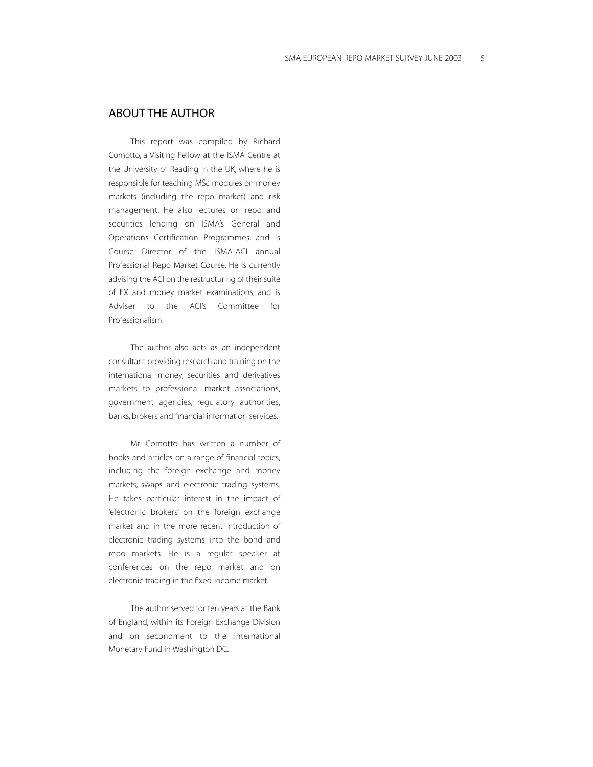## ABOUT THE AUTHOR

This report was compiled by Richard Comotto, a Visiting Fellow at the ISMA Centre at the University of Reading in the UK, where he is responsible for teaching MSc modules on money markets (including the repo market) and risk management. He also lectures on repo and securities lending on ISMA's General and Operations Certification Programmes, and is Course Director of the ISMA-ACI annual Professional Repo Market Course. He is currently advising the ACI on the restructuring of their suite of FX and money market examinations, and is Adviser to the ACI's Committee for Professionalism.

The author also acts as an independent consultant providing research and training on the international money, securities and derivatives markets to professional market associations, government agencies, regulatory authorities, banks, brokers and financial information services.

Mr. Comotto has written a number of books and articles on a range of financial topics, including the foreign exchange and money markets, swaps and electronic trading systems. He takes particular interest in the impact of 'electronic brokers' on the foreign exchange market and in the more recent introduction of electronic trading systems into the bond and repo markets. He is a regular speaker at conferences on the repo market and on electronic trading in the fixed-income market.

The author served for ten years at the Bank of England, within its Foreign Exchange Division and on secondment to the International Monetary Fund in Washington DC.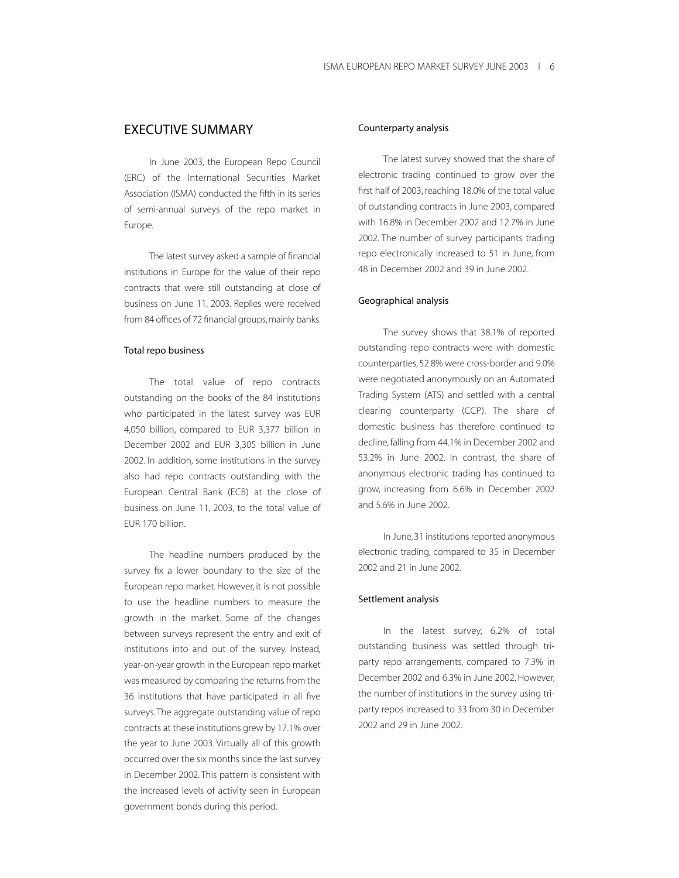## EXECUTIVE SUMMARY

In June 2003, the European Repo Council (ERC) of the International Securities Market Association (ISMA) conducted the fifth in its series of semi-annual surveys of the repo market in Europe.

The latest survey asked a sample of financial institutions in Europe for the value of their repo contracts that were still outstanding at close of business on June 11, 2003. Replies were received from 84 offices of 72 financial groups, mainly banks.

### Total repo business

The total value of repo contracts outstanding on the books of the 84 institutions who participated in the latest survey was EUR 4,050 billion, compared to EUR 3,377 billion in December 2002 and EUR 3,305 billion in June 2002. In addition, some institutions in the survey also had repo contracts outstanding with the European Central Bank (ECB) at the close of business on June 11, 2003, to the total value of EUR 170 billion.

The headline numbers produced by the survey fix a lower boundary to the size of the European repo market. However, it is not possible to use the headline numbers to measure the growth in the market. Some of the changes between surveys represent the entry and exit of institutions into and out of the survey. Instead, year-on-year growth in the European repo market was measured by comparing the returns from the 36 institutions that have participated in all five surveys. The aggregate outstanding value of repo contracts at these institutions grew by 17.1% over the year to June 2003. Virtually all of this growth occurred over the six months since the last survey in December 2002. This pattern is consistent with the increased levels of activity seen in European government bonds during this period.

### Counterparty analysis

The latest survey showed that the share of electronic trading continued to grow over the first half of 2003, reaching 18.0% of the total value of outstanding contracts in June 2003, compared with 16.8% in December 2002 and 12.7% in June 2002. The number of survey participants trading repo electronically increased to 51 in June, from 48 in December 2002 and 39 in June 2002.

### Geographical analysis

The survey shows that 38.1% of reported outstanding repo contracts were with domestic counterparties, 52.8% were cross-border and 9.0% were negotiated anonymously on an Automated Trading System (ATS) and settled with a central clearing counterparty (CCP). The share of domestic business has therefore continued to decline, falling from 44.1% in December 2002 and 53.2% in June 2002. In contrast, the share of anonymous electronic trading has continued to grow, increasing from 6.6% in December 2002 and 5.6% in June 2002.

In June, 31 institutions reported anonymous electronic trading, compared to 35 in December 2002 and 21 in June 2002.

### Settlement analysis

In the latest survey, 6.2% of total outstanding business was settled through tri-party repo arrangements, compared to 7.3% in December 2002 and 6.3% in June 2002. However, the number of institutions in the survey using tri-party repos increased to 33 from 30 in December 2002 and 29 in June 2002.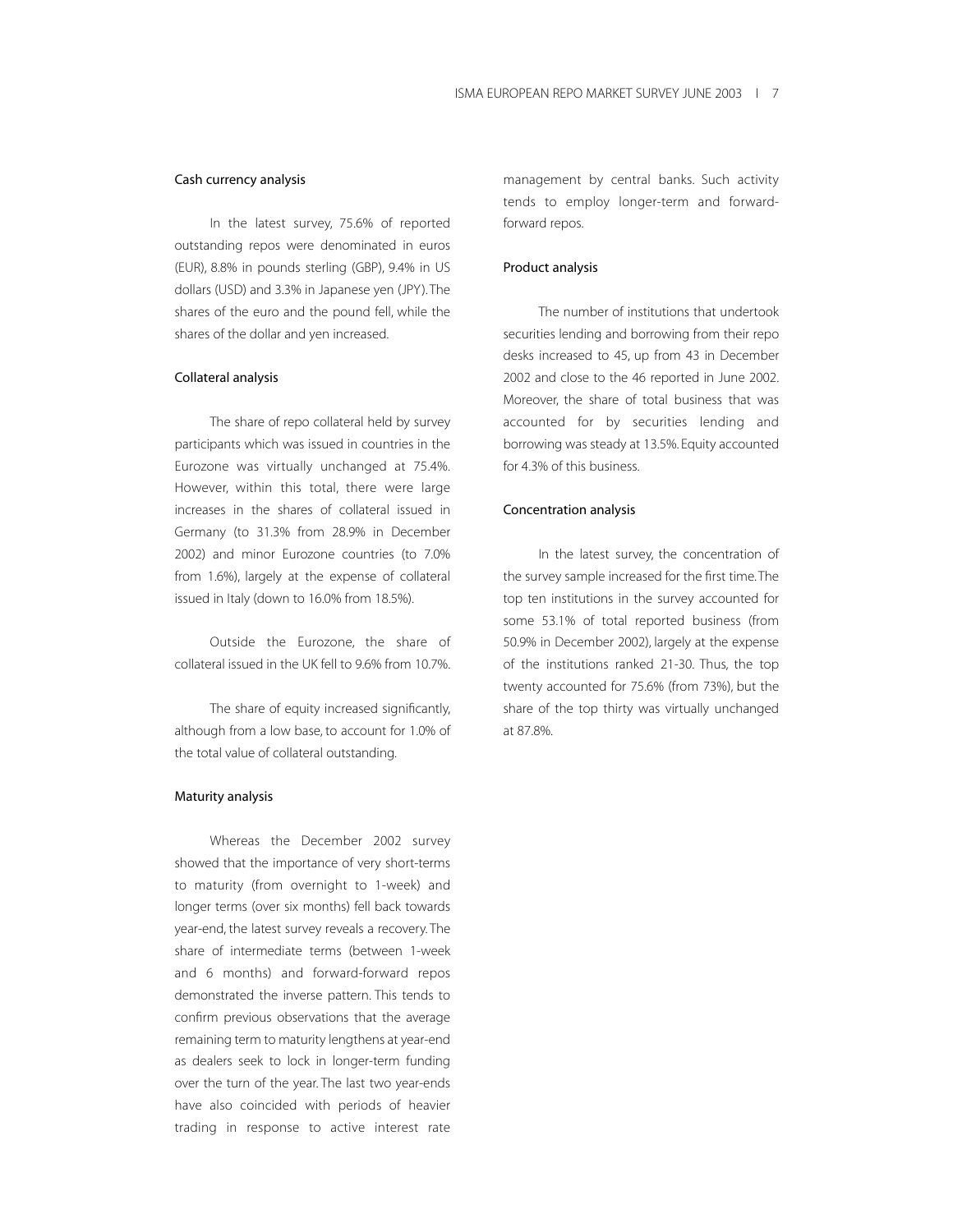### Cash currency analysis

In the latest survey, 75.6% of reported outstanding repos were denominated in euros (EUR), 8.8% in pounds sterling (GBP), 9.4% in US dollars (USD) and 3.3% in Japanese yen (JPY). The shares of the euro and the pound fell, while the shares of the dollar and yen increased.

### Collateral analysis

The share of repo collateral held by survey participants which was issued in countries in the Eurozone was virtually unchanged at 75.4%. However, within this total, there were large increases in the shares of collateral issued in Germany (to 31.3% from 28.9% in December 2002) and minor Eurozone countries (to 7.0% from 1.6%), largely at the expense of collateral issued in Italy (down to 16.0% from 18.5%).

Outside the Eurozone, the share of collateral issued in the UK fell to 9.6% from 10.7%.

The share of equity increased significantly, although from a low base, to account for 1.0% of the total value of collateral outstanding.

### Maturity analysis

Whereas the December 2002 survey showed that the importance of very short-terms to maturity (from overnight to 1-week) and longer terms (over six months) fell back towards year-end, the latest survey reveals a recovery. The share of intermediate terms (between 1-week and 6 months) and forward-forward repos demonstrated the inverse pattern. This tends to confirm previous observations that the average remaining term to maturity lengthens at year-end as dealers seek to lock in longer-term funding over the turn of the year. The last two year-ends have also coincided with periods of heavier trading in response to active interest rate management by central banks. Such activity tends to employ longer-term and forward-forward repos.

### Product analysis

The number of institutions that undertook securities lending and borrowing from their repo desks increased to 45, up from 43 in December 2002 and close to the 46 reported in June 2002. Moreover, the share of total business that was accounted for by securities lending and borrowing was steady at 13.5%. Equity accounted for 4.3% of this business.

### Concentration analysis

In the latest survey, the concentration of the survey sample increased for the first time. The top ten institutions in the survey accounted for some 53.1% of total reported business (from 50.9% in December 2002), largely at the expense of the institutions ranked 21-30. Thus, the top twenty accounted for 75.6% (from 73%), but the share of the top thirty was virtually unchanged at 87.8%.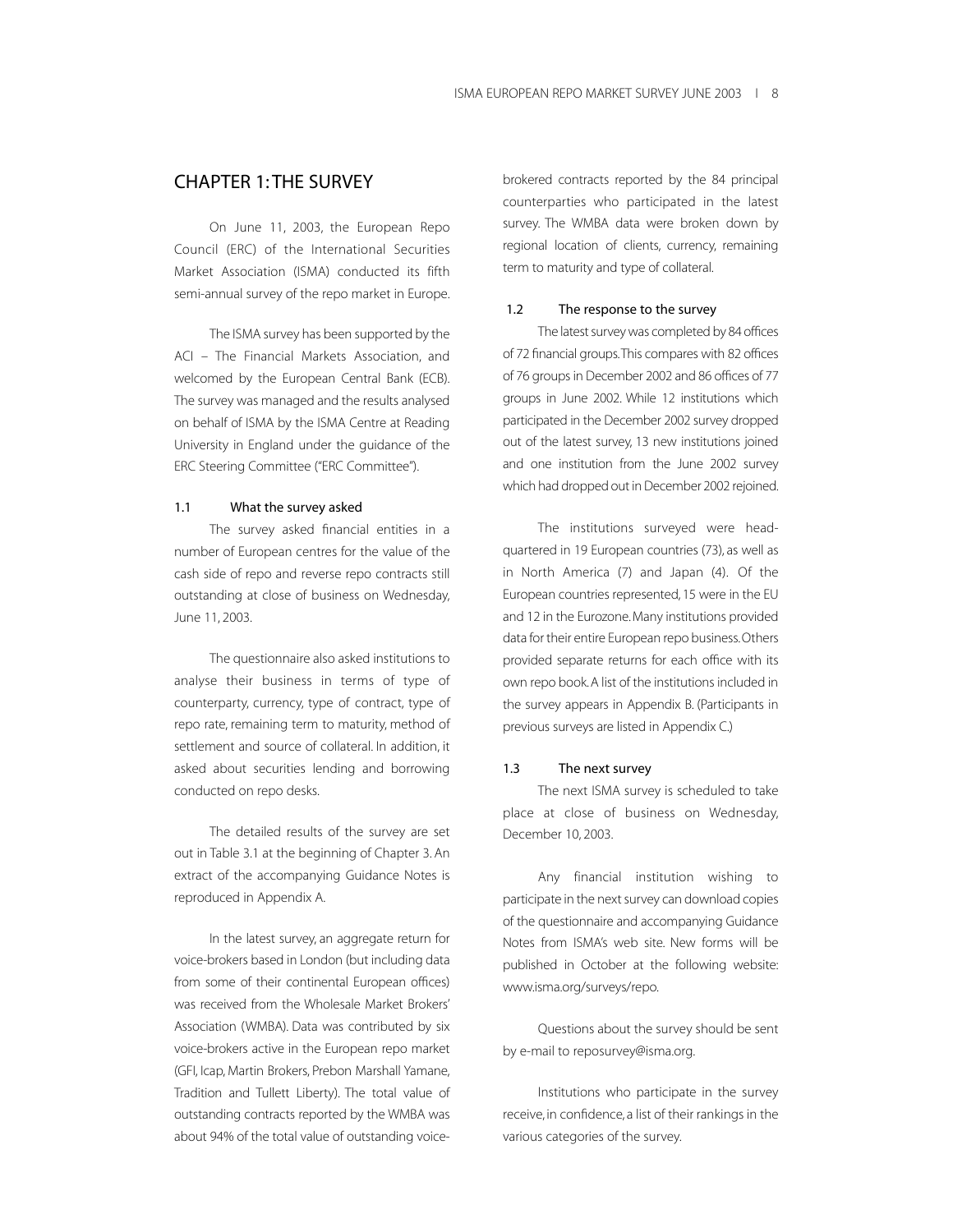# CHAPTER 1: THE SURVEY

On June 11, 2003, the European Repo Council (ERC) of the International Securities Market Association (ISMA) conducted its fifth semi-annual survey of the repo market in Europe.

The ISMA survey has been supported by the ACI – The Financial Markets Association, and welcomed by the European Central Bank (ECB). The survey was managed and the results analysed on behalf of ISMA by the ISMA Centre at Reading University in England under the guidance of the ERC Steering Committee ("ERC Committee").

## 1.1 What the survey asked

The survey asked financial entities in a number of European centres for the value of the cash side of repo and reverse repo contracts still outstanding at close of business on Wednesday, June 11, 2003.

The questionnaire also asked institutions to analyse their business in terms of type of counterparty, currency, type of contract, type of repo rate, remaining term to maturity, method of settlement and source of collateral. In addition, it asked about securities lending and borrowing conducted on repo desks.

The detailed results of the survey are set out in Table 3.1 at the beginning of Chapter 3. An extract of the accompanying Guidance Notes is reproduced in Appendix A.

In the latest survey, an aggregate return for voice-brokers based in London (but including data from some of their continental European offices) was received from the Wholesale Market Brokers' Association (WMBA). Data was contributed by six voice-brokers active in the European repo market (GFI, Icap, Martin Brokers, Prebon Marshall Yamane, Tradition and Tullett Liberty). The total value of outstanding contracts reported by the WMBA was about 94% of the total value of outstanding voice-brokered contracts reported by the 84 principal counterparties who participated in the latest survey. The WMBA data were broken down by regional location of clients, currency, remaining term to maturity and type of collateral.

## 1.2 The response to the survey

The latest survey was completed by 84 offices of 72 financial groups. This compares with 82 offices of 76 groups in December 2002 and 86 offices of 77 groups in June 2002. While 12 institutions which participated in the December 2002 survey dropped out of the latest survey, 13 new institutions joined and one institution from the June 2002 survey which had dropped out in December 2002 rejoined.

The institutions surveyed were headquartered in 19 European countries (73), as well as in North America (7) and Japan (4). Of the European countries represented, 15 were in the EU and 12 in the Eurozone. Many institutions provided data for their entire European repo business. Others provided separate returns for each office with its own repo book. A list of the institutions included in the survey appears in Appendix B. (Participants in previous surveys are listed in Appendix C.)

## 1.3 The next survey

The next ISMA survey is scheduled to take place at close of business on Wednesday, December 10, 2003.

Any financial institution wishing to participate in the next survey can download copies of the questionnaire and accompanying Guidance Notes from ISMA's web site. New forms will be published in October at the following website: www.isma.org/surveys/repo.

Questions about the survey should be sent by e-mail to reposurvey@isma.org.

Institutions who participate in the survey receive, in confidence, a list of their rankings in the various categories of the survey.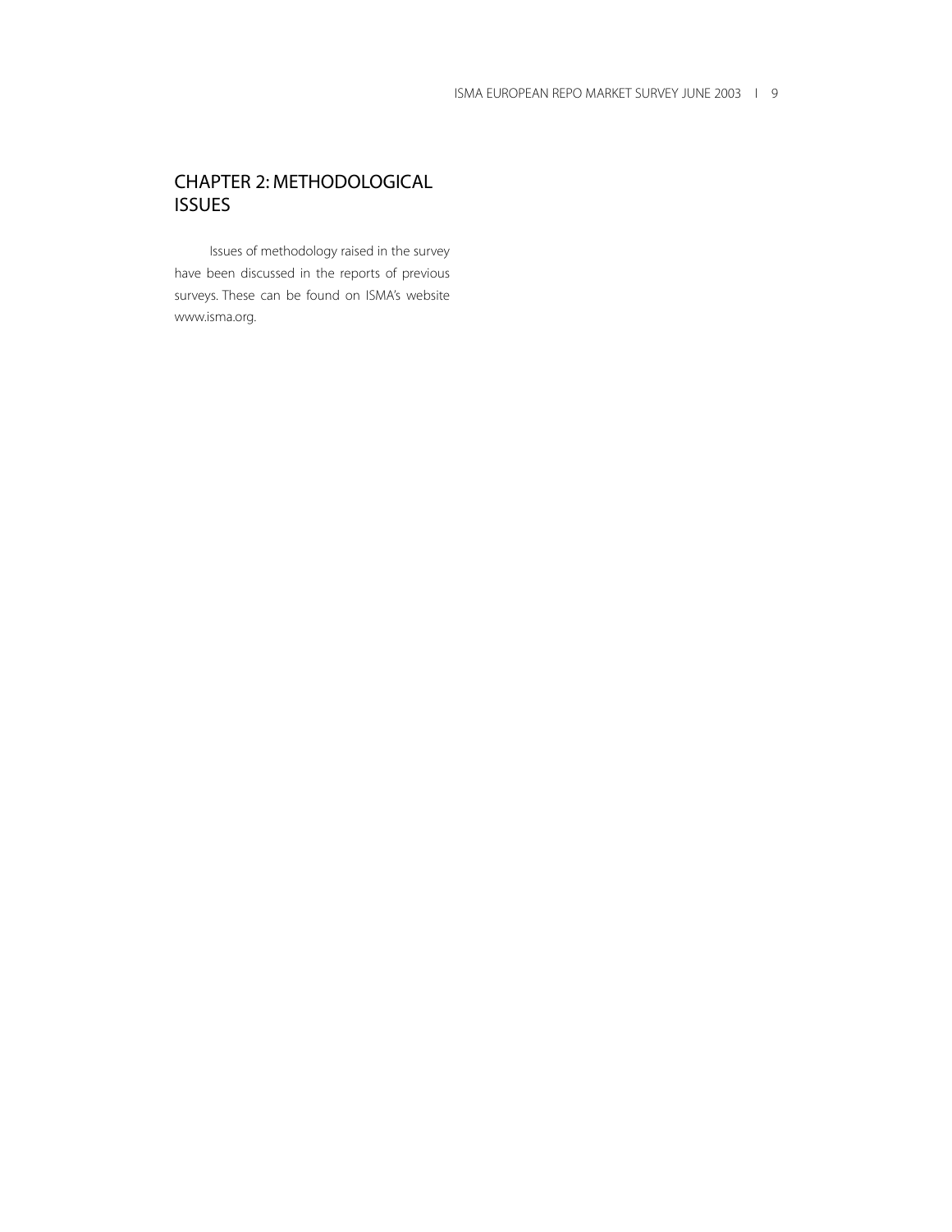# CHAPTER 2: METHODOLOGICAL ISSUES

Issues of methodology raised in the survey have been discussed in the reports of previous surveys. These can be found on ISMA's website www.isma.org.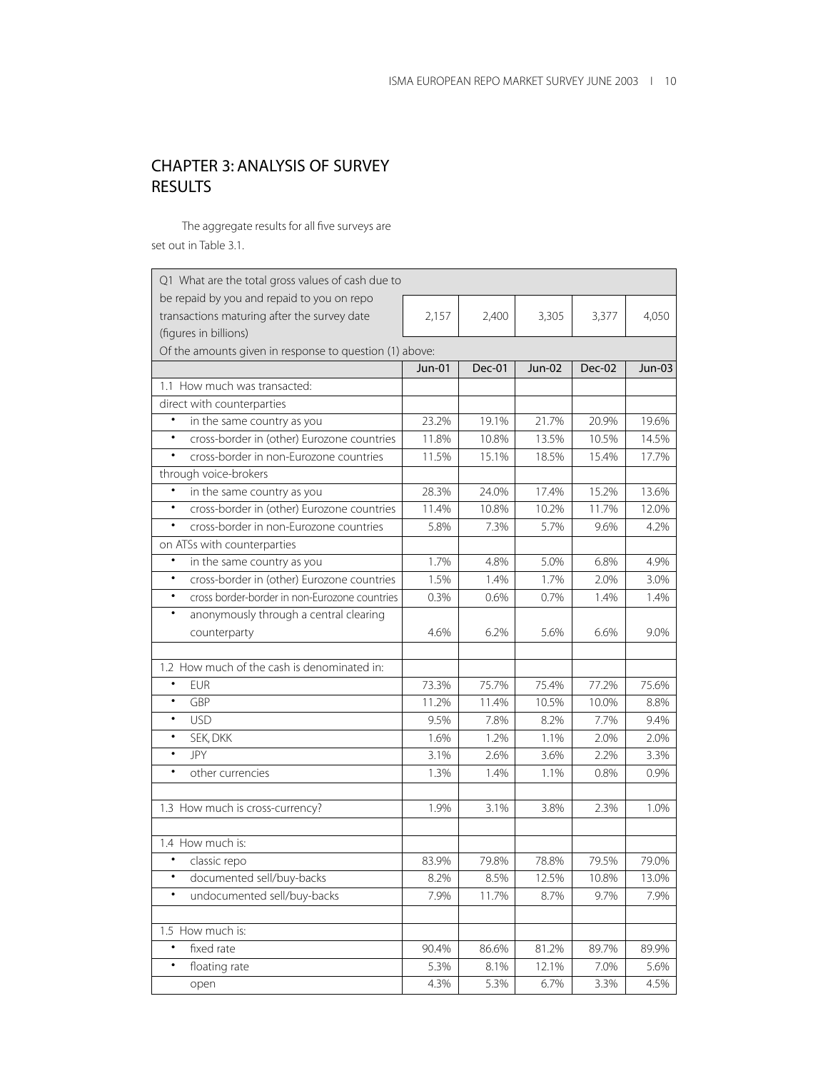## CHAPTER 3: ANALYSIS OF SURVEY RESULTS

The aggregate results for all five surveys are set out in Table 3.1.

| Q1 What are the total gross values of cash due to be repaid by you and repaid to you on repo transactions maturing after the survey date (figures in billions) | 2,157 | 2,400 | 3,305 | 3,377 | 4,050 |
|---|---|---|---|---|---|
| Of the amounts given in response to question (1) above: | | | | | |
| | Jun-01 | Dec-01 | Jun-02 | Dec-02 | Jun-03 |
| 1.1 How much was transacted: | | | | | |
| direct with counterparties | | | | | |
| • in the same country as you | 23.2% | 19.1% | 21.7% | 20.9% | 19.6% |
| • cross-border in (other) Eurozone countries | 11.8% | 10.8% | 13.5% | 10.5% | 14.5% |
| • cross-border in non-Eurozone countries | 11.5% | 15.1% | 18.5% | 15.4% | 17.7% |
| through voice-brokers | | | | | |
| • in the same country as you | 28.3% | 24.0% | 17.4% | 15.2% | 13.6% |
| • cross-border in (other) Eurozone countries | 11.4% | 10.8% | 10.2% | 11.7% | 12.0% |
| • cross-border in non-Eurozone countries | 5.8% | 7.3% | 5.7% | 9.6% | 4.2% |
| on ATSs with counterparties | | | | | |
| • in the same country as you | 1.7% | 4.8% | 5.0% | 6.8% | 4.9% |
| • cross-border in (other) Eurozone countries | 1.5% | 1.4% | 1.7% | 2.0% | 3.0% |
| • cross border-border in non-Eurozone countries | 0.3% | 0.6% | 0.7% | 1.4% | 1.4% |
| • anonymously through a central clearing counterparty | 4.6% | 6.2% | 5.6% | 6.6% | 9.0% |
| | | | | | |
| 1.2 How much of the cash is denominated in: | | | | | |
| • EUR | 73.3% | 75.7% | 75.4% | 77.2% | 75.6% |
| • GBP | 11.2% | 11.4% | 10.5% | 10.0% | 8.8% |
| • USD | 9.5% | 7.8% | 8.2% | 7.7% | 9.4% |
| • SEK, DKK | 1.6% | 1.2% | 1.1% | 2.0% | 2.0% |
| • JPY | 3.1% | 2.6% | 3.6% | 2.2% | 3.3% |
| • other currencies | 1.3% | 1.4% | 1.1% | 0.8% | 0.9% |
| | | | | | |
| 1.3 How much is cross-currency? | 1.9% | 3.1% | 3.8% | 2.3% | 1.0% |
| | | | | | |
| 1.4 How much is: | | | | | |
| • classic repo | 83.9% | 79.8% | 78.8% | 79.5% | 79.0% |
| • documented sell/buy-backs | 8.2% | 8.5% | 12.5% | 10.8% | 13.0% |
| • undocumented sell/buy-backs | 7.9% | 11.7% | 8.7% | 9.7% | 7.9% |
| | | | | | |
| 1.5 How much is: | | | | | |
| • fixed rate | 90.4% | 86.6% | 81.2% | 89.7% | 89.9% |
| • floating rate | 5.3% | 8.1% | 12.1% | 7.0% | 5.6% |
| open | 4.3% | 5.3% | 6.7% | 3.3% | 4.5% |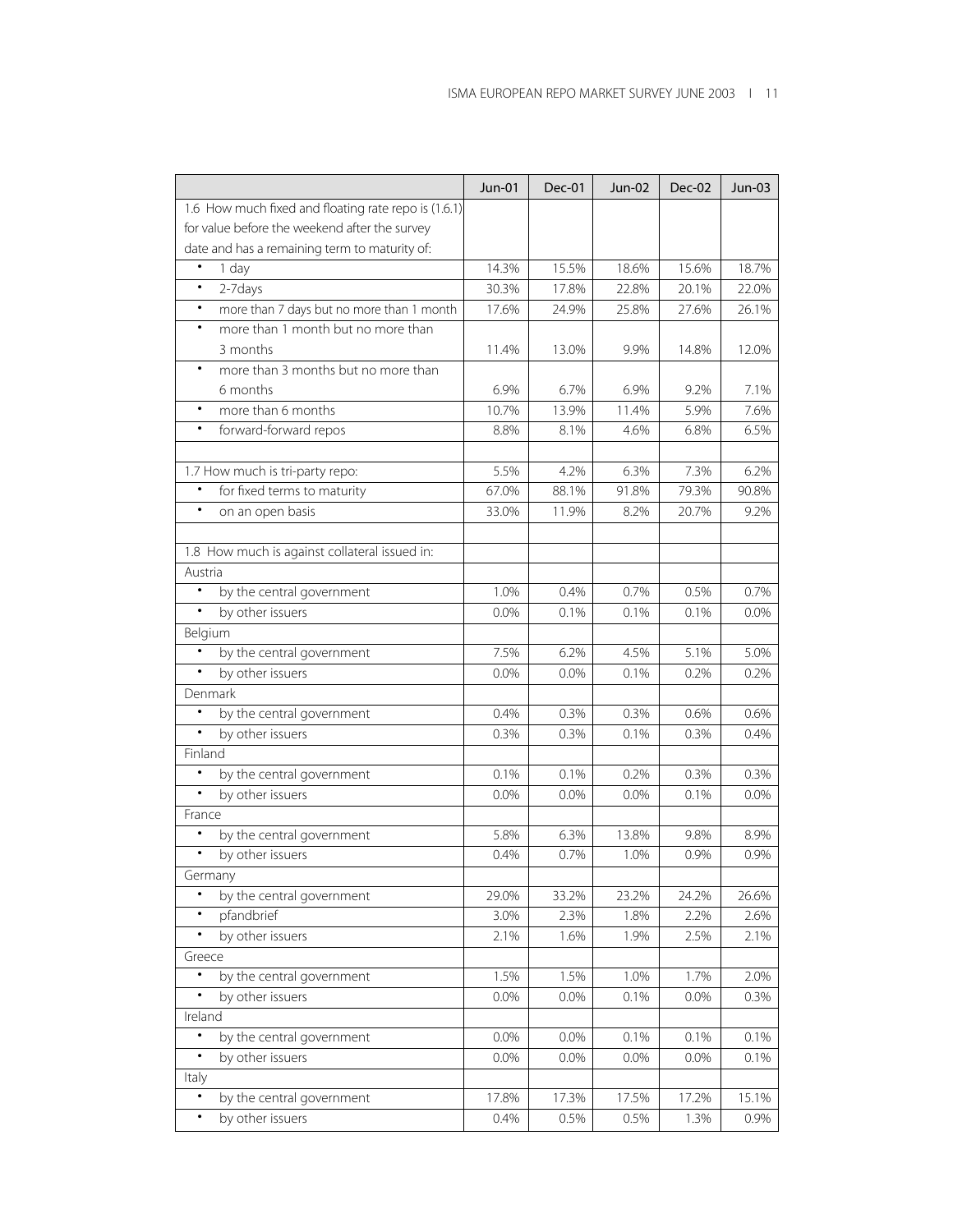| | Jun-01 | Dec-01 | Jun-02 | Dec-02 | Jun-03 |
|---|---|---|---|---|---|
| 1.6 How much fixed and floating rate repo is (1.6.1) for value before the weekend after the survey date and has a remaining term to maturity of: | | | | | |
| • 1 day | 14.3% | 15.5% | 18.6% | 15.6% | 18.7% |
| • 2-7days | 30.3% | 17.8% | 22.8% | 20.1% | 22.0% |
| • more than 7 days but no more than 1 month | 17.6% | 24.9% | 25.8% | 27.6% | 26.1% |
| • more than 1 month but no more than 3 months | 11.4% | 13.0% | 9.9% | 14.8% | 12.0% |
| • more than 3 months but no more than 6 months | 6.9% | 6.7% | 6.9% | 9.2% | 7.1% |
| • more than 6 months | 10.7% | 13.9% | 11.4% | 5.9% | 7.6% |
| • forward-forward repos | 8.8% | 8.1% | 4.6% | 6.8% | 6.5% |
| | | | | | |
| 1.7 How much is tri-party repo: | 5.5% | 4.2% | 6.3% | 7.3% | 6.2% |
| • for fixed terms to maturity | 67.0% | 88.1% | 91.8% | 79.3% | 90.8% |
| • on an open basis | 33.0% | 11.9% | 8.2% | 20.7% | 9.2% |
| | | | | | |
| 1.8 How much is against collateral issued in: | | | | | |
| Austria | | | | | |
| • by the central government | 1.0% | 0.4% | 0.7% | 0.5% | 0.7% |
| • by other issuers | 0.0% | 0.1% | 0.1% | 0.1% | 0.0% |
| Belgium | | | | | |
| • by the central government | 7.5% | 6.2% | 4.5% | 5.1% | 5.0% |
| • by other issuers | 0.0% | 0.0% | 0.1% | 0.2% | 0.2% |
| Denmark | | | | | |
| • by the central government | 0.4% | 0.3% | 0.3% | 0.6% | 0.6% |
| • by other issuers | 0.3% | 0.3% | 0.1% | 0.3% | 0.4% |
| Finland | | | | | |
| • by the central government | 0.1% | 0.1% | 0.2% | 0.3% | 0.3% |
| • by other issuers | 0.0% | 0.0% | 0.0% | 0.1% | 0.0% |
| France | | | | | |
| • by the central government | 5.8% | 6.3% | 13.8% | 9.8% | 8.9% |
| • by other issuers | 0.4% | 0.7% | 1.0% | 0.9% | 0.9% |
| Germany | | | | | |
| • by the central government | 29.0% | 33.2% | 23.2% | 24.2% | 26.6% |
| • pfandbrief | 3.0% | 2.3% | 1.8% | 2.2% | 2.6% |
| • by other issuers | 2.1% | 1.6% | 1.9% | 2.5% | 2.1% |
| Greece | | | | | |
| • by the central government | 1.5% | 1.5% | 1.0% | 1.7% | 2.0% |
| • by other issuers | 0.0% | 0.0% | 0.1% | 0.0% | 0.3% |
| Ireland | | | | | |
| • by the central government | 0.0% | 0.0% | 0.1% | 0.1% | 0.1% |
| • by other issuers | 0.0% | 0.0% | 0.0% | 0.0% | 0.1% |
| Italy | | | | | |
| • by the central government | 17.8% | 17.3% | 17.5% | 17.2% | 15.1% |
| • by other issuers | 0.4% | 0.5% | 0.5% | 1.3% | 0.9% |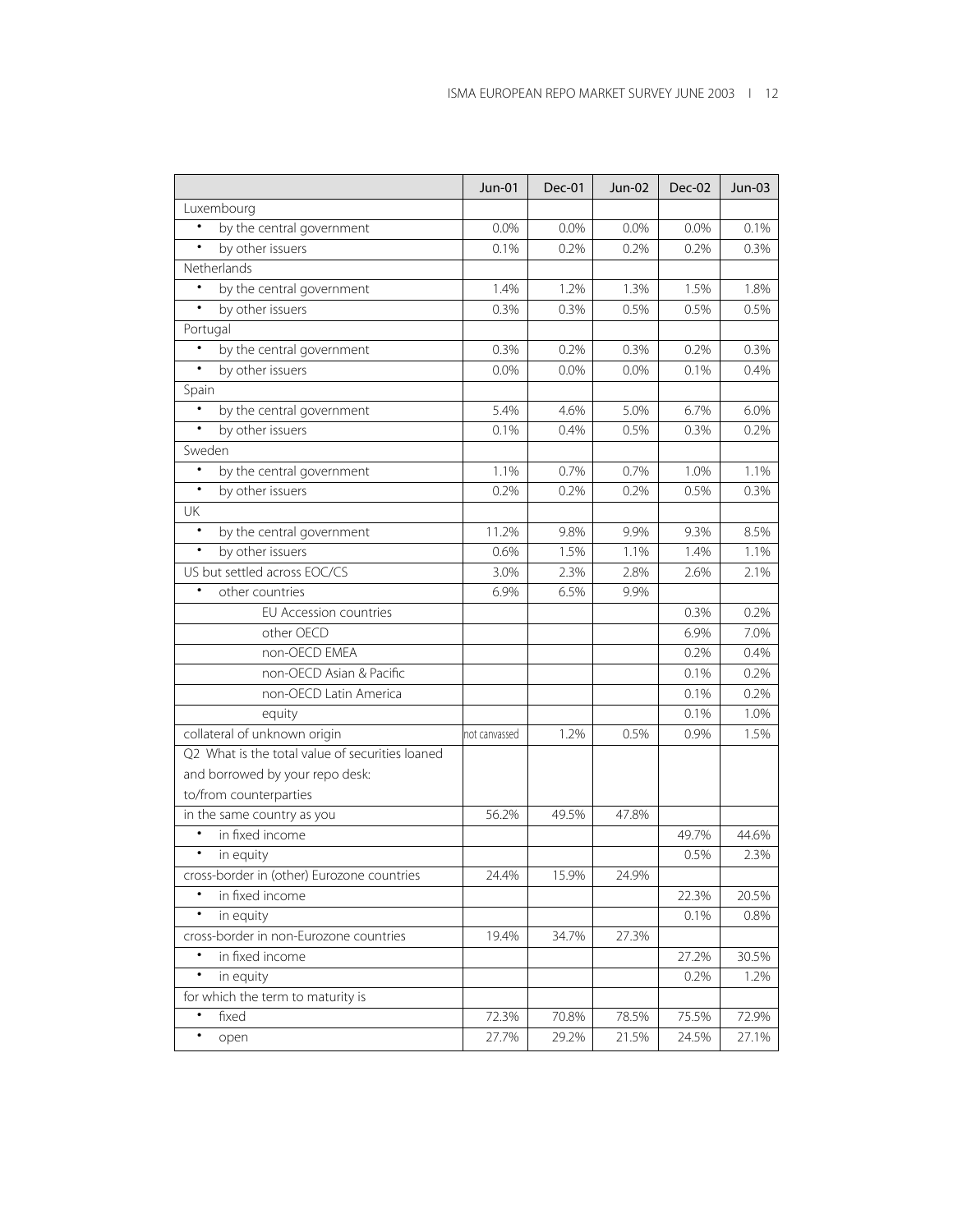| | Jun-01 | Dec-01 | Jun-02 | Dec-02 | Jun-03 |
|---|---|---|---|---|---|
| Luxembourg | | | | | |
| • by the central government | 0.0% | 0.0% | 0.0% | 0.0% | 0.1% |
| • by other issuers | 0.1% | 0.2% | 0.2% | 0.2% | 0.3% |
| Netherlands | | | | | |
| • by the central government | 1.4% | 1.2% | 1.3% | 1.5% | 1.8% |
| • by other issuers | 0.3% | 0.3% | 0.5% | 0.5% | 0.5% |
| Portugal | | | | | |
| • by the central government | 0.3% | 0.2% | 0.3% | 0.2% | 0.3% |
| • by other issuers | 0.0% | 0.0% | 0.0% | 0.1% | 0.4% |
| Spain | | | | | |
| • by the central government | 5.4% | 4.6% | 5.0% | 6.7% | 6.0% |
| • by other issuers | 0.1% | 0.4% | 0.5% | 0.3% | 0.2% |
| Sweden | | | | | |
| • by the central government | 1.1% | 0.7% | 0.7% | 1.0% | 1.1% |
| • by other issuers | 0.2% | 0.2% | 0.2% | 0.5% | 0.3% |
| UK | | | | | |
| • by the central government | 11.2% | 9.8% | 9.9% | 9.3% | 8.5% |
| • by other issuers | 0.6% | 1.5% | 1.1% | 1.4% | 1.1% |
| US but settled across EOC/CS | 3.0% | 2.3% | 2.8% | 2.6% | 2.1% |
| • other countries | 6.9% | 6.5% | 9.9% | | |
| EU Accession countries | | | | 0.3% | 0.2% |
| other OECD | | | | 6.9% | 7.0% |
| non-OECD EMEA | | | | 0.2% | 0.4% |
| non-OECD Asian & Pacific | | | | 0.1% | 0.2% |
| non-OECD Latin America | | | | 0.1% | 0.2% |
| equity | | | | 0.1% | 1.0% |
| collateral of unknown origin | not canvassed | 1.2% | 0.5% | 0.9% | 1.5% |
| Q2 What is the total value of securities loaned and borrowed by your repo desk: to/from counterparties | | | | | |
| in the same country as you | 56.2% | 49.5% | 47.8% | | |
| • in fixed income | | | | 49.7% | 44.6% |
| • in equity | | | | 0.5% | 2.3% |
| cross-border in (other) Eurozone countries | 24.4% | 15.9% | 24.9% | | |
| • in fixed income | | | | 22.3% | 20.5% |
| • in equity | | | | 0.1% | 0.8% |
| cross-border in non-Eurozone countries | 19.4% | 34.7% | 27.3% | | |
| • in fixed income | | | | 27.2% | 30.5% |
| • in equity | | | | 0.2% | 1.2% |
| for which the term to maturity is | | | | | |
| • fixed | 72.3% | 70.8% | 78.5% | 75.5% | 72.9% |
| • open | 27.7% | 29.2% | 21.5% | 24.5% | 27.1% |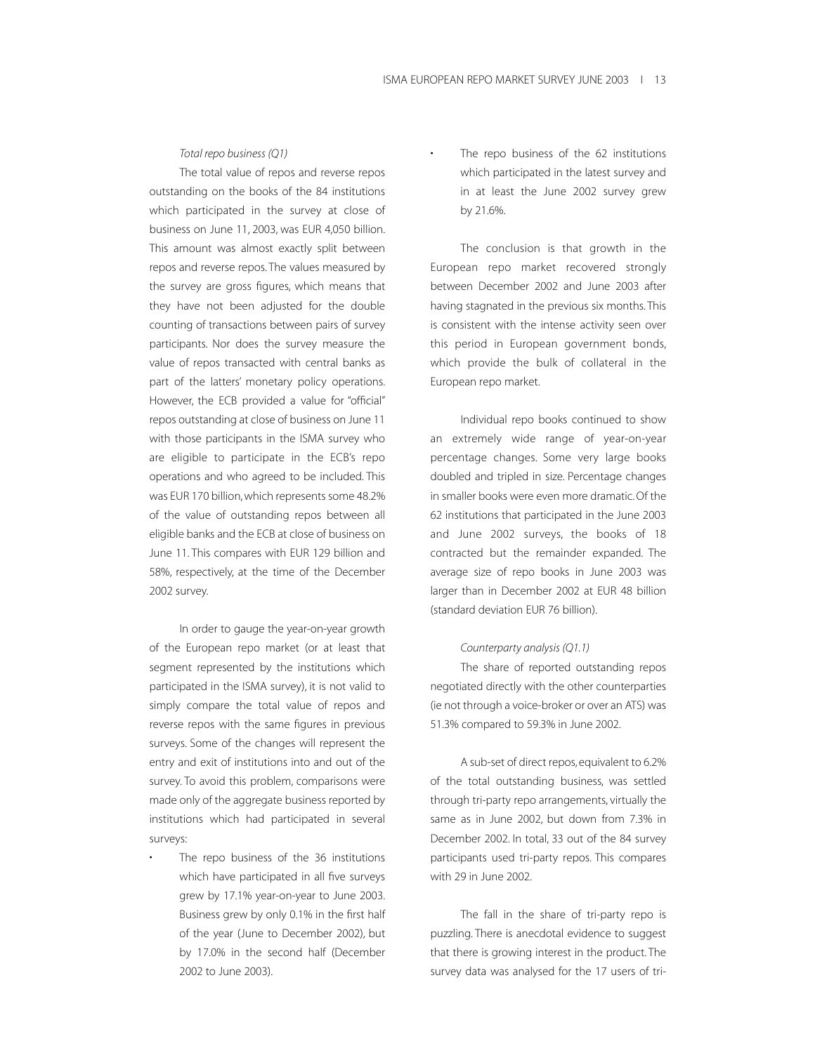*Total repo business (Q1)*

The total value of repos and reverse repos outstanding on the books of the 84 institutions which participated in the survey at close of business on June 11, 2003, was EUR 4,050 billion. This amount was almost exactly split between repos and reverse repos. The values measured by the survey are gross figures, which means that they have not been adjusted for the double counting of transactions between pairs of survey participants. Nor does the survey measure the value of repos transacted with central banks as part of the latters' monetary policy operations. However, the ECB provided a value for "official" repos outstanding at close of business on June 11 with those participants in the ISMA survey who are eligible to participate in the ECB's repo operations and who agreed to be included. This was EUR 170 billion, which represents some 48.2% of the value of outstanding repos between all eligible banks and the ECB at close of business on June 11. This compares with EUR 129 billion and 58%, respectively, at the time of the December 2002 survey.

In order to gauge the year-on-year growth of the European repo market (or at least that segment represented by the institutions which participated in the ISMA survey), it is not valid to simply compare the total value of repos and reverse repos with the same figures in previous surveys. Some of the changes will represent the entry and exit of institutions into and out of the survey. To avoid this problem, comparisons were made only of the aggregate business reported by institutions which had participated in several surveys:

- The repo business of the 36 institutions which have participated in all five surveys grew by 17.1% year-on-year to June 2003. Business grew by only 0.1% in the first half of the year (June to December 2002), but by 17.0% in the second half (December 2002 to June 2003).
- The repo business of the 62 institutions which participated in the latest survey and in at least the June 2002 survey grew by 21.6%.

The conclusion is that growth in the European repo market recovered strongly between December 2002 and June 2003 after having stagnated in the previous six months. This is consistent with the intense activity seen over this period in European government bonds, which provide the bulk of collateral in the European repo market.

Individual repo books continued to show an extremely wide range of year-on-year percentage changes. Some very large books doubled and tripled in size. Percentage changes in smaller books were even more dramatic. Of the 62 institutions that participated in the June 2003 and June 2002 surveys, the books of 18 contracted but the remainder expanded. The average size of repo books in June 2003 was larger than in December 2002 at EUR 48 billion (standard deviation EUR 76 billion).

*Counterparty analysis (Q1.1)*

The share of reported outstanding repos negotiated directly with the other counterparties (ie not through a voice-broker or over an ATS) was 51.3% compared to 59.3% in June 2002.

A sub-set of direct repos, equivalent to 6.2% of the total outstanding business, was settled through tri-party repo arrangements, virtually the same as in June 2002, but down from 7.3% in December 2002. In total, 33 out of the 84 survey participants used tri-party repos. This compares with 29 in June 2002.

The fall in the share of tri-party repo is puzzling. There is anecdotal evidence to suggest that there is growing interest in the product. The survey data was analysed for the 17 users of tri-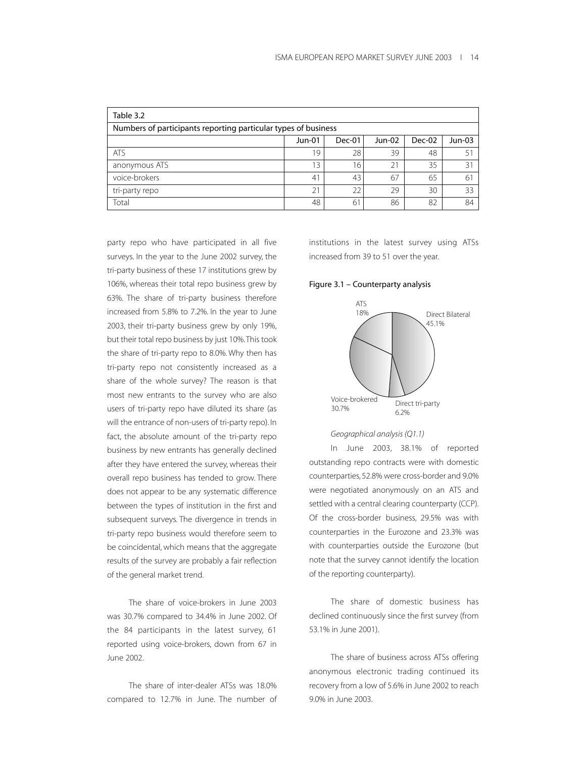| Table 3.2 | | | | | |
|---|---|---|---|---|---|
| Numbers of participants reporting particular types of business | | | | | |
| | Jun-01 | Dec-01 | Jun-02 | Dec-02 | Jun-03 |
| ATS | 19 | 28 | 39 | 48 | 51 |
| anonymous ATS | 13 | 16 | 21 | 35 | 31 |
| voice-brokers | 41 | 43 | 67 | 65 | 61 |
| tri-party repo | 21 | 22 | 29 | 30 | 33 |
| Total | 48 | 61 | 86 | 82 | 84 |

party repo who have participated in all five surveys. In the year to the June 2002 survey, the tri-party business of these 17 institutions grew by 106%, whereas their total repo business grew by 63%. The share of tri-party business therefore increased from 5.8% to 7.2%. In the year to June 2003, their tri-party business grew by only 19%, but their total repo business by just 10%. This took the share of tri-party repo to 8.0%. Why then has tri-party repo not consistently increased as a share of the whole survey? The reason is that most new entrants to the survey who are also users of tri-party repo have diluted its share (as will the entrance of non-users of tri-party repo). In fact, the absolute amount of the tri-party repo business by new entrants has generally declined after they have entered the survey, whereas their overall repo business has tended to grow. There does not appear to be any systematic difference between the types of institution in the first and subsequent surveys. The divergence in trends in tri-party repo business would therefore seem to be coincidental, which means that the aggregate results of the survey are probably a fair reflection of the general market trend.

The share of voice-brokers in June 2003 was 30.7% compared to 34.4% in June 2002. Of the 84 participants in the latest survey, 61 reported using voice-brokers, down from 67 in June 2002.

The share of inter-dealer ATSs was 18.0% compared to 12.7% in June. The number of institutions in the latest survey using ATSs increased from 39 to 51 over the year.

Figure 3.1 – Counterparty analysis

ATS 18%; Direct Bilateral 45.1%; Direct tri-party 6.2%; Voice-brokered 30.7%

*Geographical analysis (Q1.1)*

In June 2003, 38.1% of reported outstanding repo contracts were with domestic counterparties, 52.8% were cross-border and 9.0% were negotiated anonymously on an ATS and settled with a central clearing counterparty (CCP). Of the cross-border business, 29.5% was with counterparties in the Eurozone and 23.3% was with counterparties outside the Eurozone (but note that the survey cannot identify the location of the reporting counterparty).

The share of domestic business has declined continuously since the first survey (from 53.1% in June 2001).

The share of business across ATSs offering anonymous electronic trading continued its recovery from a low of 5.6% in June 2002 to reach 9.0% in June 2003.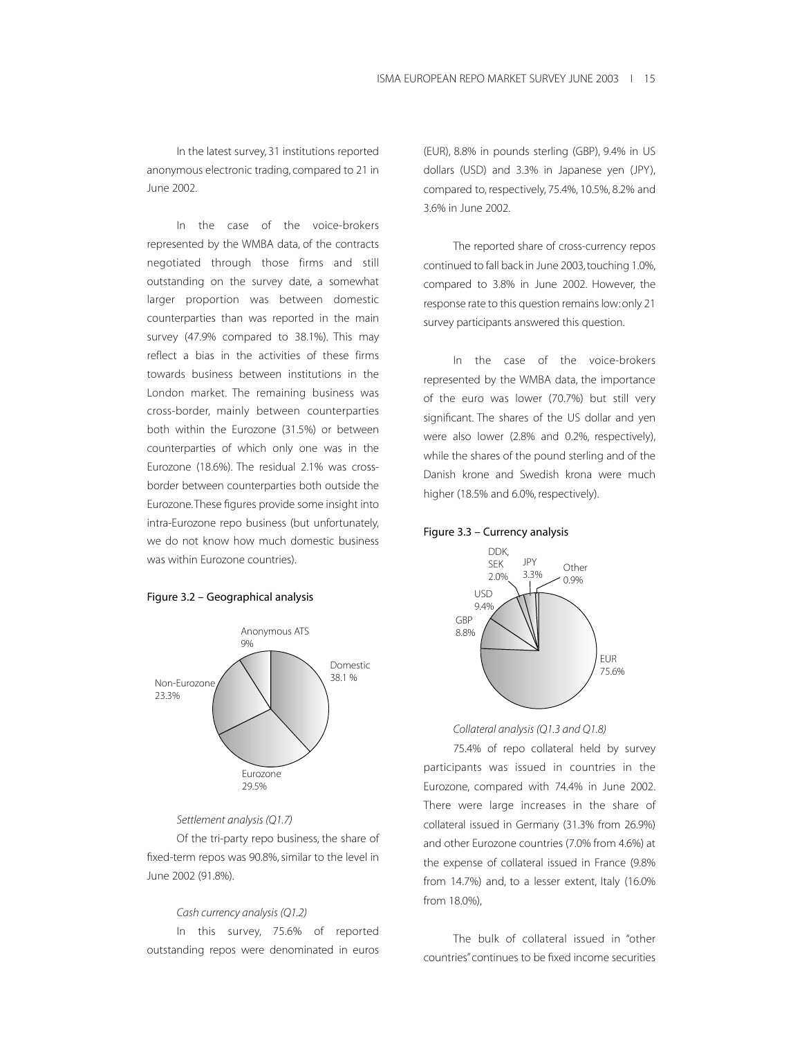In the latest survey, 31 institutions reported anonymous electronic trading, compared to 21 in June 2002.

In the case of the voice-brokers represented by the WMBA data, of the contracts negotiated through those firms and still outstanding on the survey date, a somewhat larger proportion was between domestic counterparties than was reported in the main survey (47.9% compared to 38.1%). This may reflect a bias in the activities of these firms towards business between institutions in the London market. The remaining business was cross-border, mainly between counterparties both within the Eurozone (31.5%) or between counterparties of which only one was in the Eurozone (18.6%). The residual 2.1% was cross-border between counterparties both outside the Eurozone. These figures provide some insight into intra-Eurozone repo business (but unfortunately, we do not know how much domestic business was within Eurozone countries).

**Figure 3.2 – Geographical analysis**

| Category | Share |
|---|---|
| Domestic | 38.1 % |
| Eurozone | 29.5% |
| Non-Eurozone | 23.3% |
| Anonymous ATS | 9% |

*Settlement analysis (Q1.7)*

Of the tri-party repo business, the share of fixed-term repos was 90.8%, similar to the level in June 2002 (91.8%).

*Cash currency analysis (Q1.2)*

In this survey, 75.6% of reported outstanding repos were denominated in euros (EUR), 8.8% in pounds sterling (GBP), 9.4% in US dollars (USD) and 3.3% in Japanese yen (JPY), compared to, respectively, 75.4%, 10.5%, 8.2% and 3.6% in June 2002.

The reported share of cross-currency repos continued to fall back in June 2003, touching 1.0%, compared to 3.8% in June 2002. However, the response rate to this question remains low: only 21 survey participants answered this question.

In the case of the voice-brokers represented by the WMBA data, the importance of the euro was lower (70.7%) but still very significant. The shares of the US dollar and yen were also lower (2.8% and 0.2%, respectively), while the shares of the pound sterling and of the Danish krone and Swedish krona were much higher (18.5% and 6.0%, respectively).

**Figure 3.3 – Currency analysis**

| Currency | Share |
|---|---|
| EUR | 75.6% |
| USD | 9.4% |
| GBP | 8.8% |
| JPY | 3.3% |
| DDK, SEK | 2.0% |
| Other | 0.9% |

*Collateral analysis (Q1.3 and Q1.8)*

75.4% of repo collateral held by survey participants was issued in countries in the Eurozone, compared with 74.4% in June 2002. There were large increases in the share of collateral issued in Germany (31.3% from 26.9%) and other Eurozone countries (7.0% from 4.6%) at the expense of collateral issued in France (9.8% from 14.7%) and, to a lesser extent, Italy (16.0% from 18.0%),

The bulk of collateral issued in "other countries" continues to be fixed income securities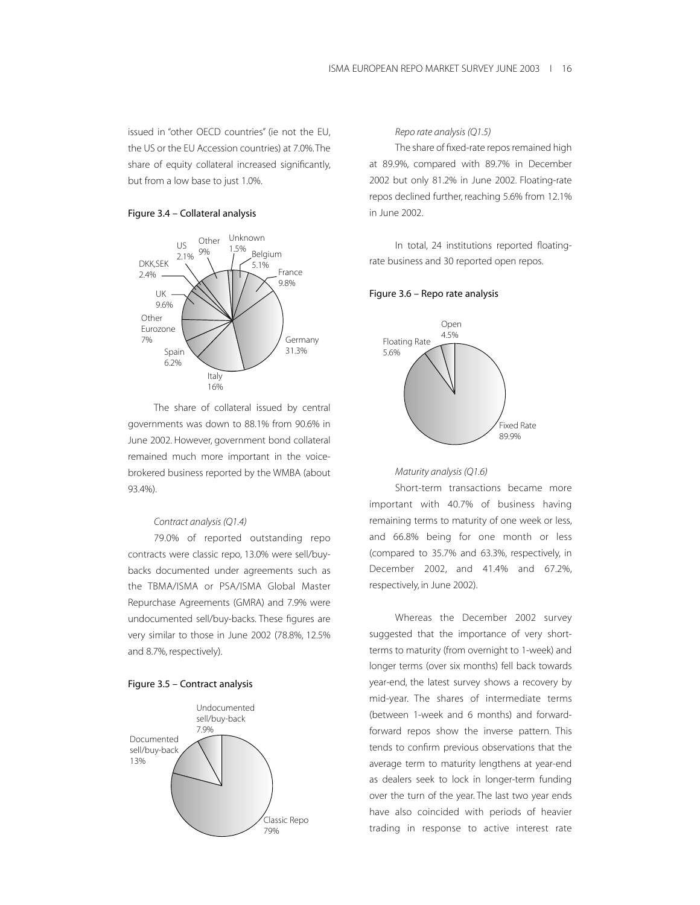issued in "other OECD countries" (ie not the EU, the US or the EU Accession countries) at 7.0%. The share of equity collateral increased significantly, but from a low base to just 1.0%.

Figure 3.4 – Collateral analysis

The share of collateral issued by central governments was down to 88.1% from 90.6% in June 2002. However, government bond collateral remained much more important in the voice-brokered business reported by the WMBA (about 93.4%).

*Contract analysis (Q1.4)*

79.0% of reported outstanding repo contracts were classic repo, 13.0% were sell/buy-backs documented under agreements such as the TBMA/ISMA or PSA/ISMA Global Master Repurchase Agreements (GMRA) and 7.9% were undocumented sell/buy-backs. These figures are very similar to those in June 2002 (78.8%, 12.5% and 8.7%, respectively).

Figure 3.5 – Contract analysis

*Repo rate analysis (Q1.5)*

The share of fixed-rate repos remained high at 89.9%, compared with 89.7% in December 2002 but only 81.2% in June 2002. Floating-rate repos declined further, reaching 5.6% from 12.1% in June 2002.

In total, 24 institutions reported floating-rate business and 30 reported open repos.

Figure 3.6 – Repo rate analysis

*Maturity analysis (Q1.6)*

Short-term transactions became more important with 40.7% of business having remaining terms to maturity of one week or less, and 66.8% being for one month or less (compared to 35.7% and 63.3%, respectively, in December 2002, and 41.4% and 67.2%, respectively, in June 2002).

Whereas the December 2002 survey suggested that the importance of very short-terms to maturity (from overnight to 1-week) and longer terms (over six months) fell back towards year-end, the latest survey shows a recovery by mid-year. The shares of intermediate terms (between 1-week and 6 months) and forward-forward repos show the inverse pattern. This tends to confirm previous observations that the average term to maturity lengthens at year-end as dealers seek to lock in longer-term funding over the turn of the year. The last two year ends have also coincided with periods of heavier trading in response to active interest rate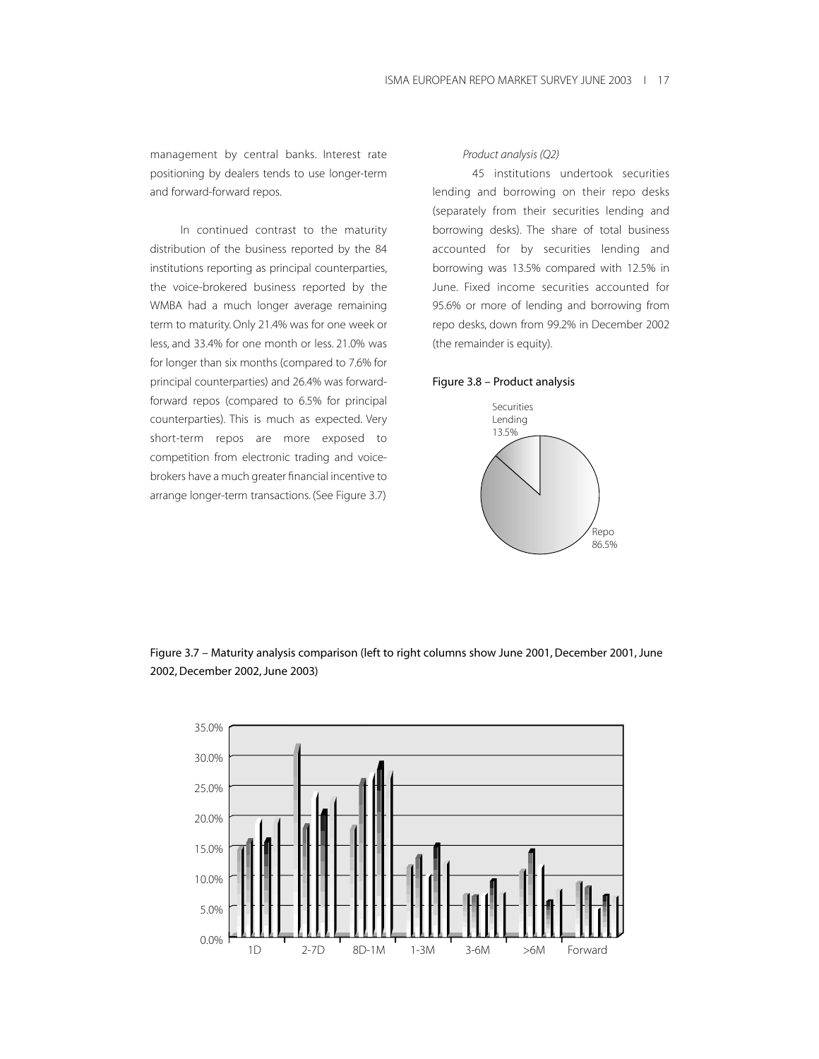management by central banks. Interest rate positioning by dealers tends to use longer-term and forward-forward repos.

In continued contrast to the maturity distribution of the business reported by the 84 institutions reporting as principal counterparties, the voice-brokered business reported by the WMBA had a much longer average remaining term to maturity. Only 21.4% was for one week or less, and 33.4% for one month or less. 21.0% was for longer than six months (compared to 7.6% for principal counterparties) and 26.4% was forward-forward repos (compared to 6.5% for principal counterparties). This is much as expected. Very short-term repos are more exposed to competition from electronic trading and voice-brokers have a much greater financial incentive to arrange longer-term transactions. (See Figure 3.7)

*Product analysis (Q2)*

45 institutions undertook securities lending and borrowing on their repo desks (separately from their securities lending and borrowing desks). The share of total business accounted for by securities lending and borrowing was 13.5% compared with 12.5% in June. Fixed income securities accounted for 95.6% or more of lending and borrowing from repo desks, down from 99.2% in December 2002 (the remainder is equity).

Figure 3.8 – Product analysis

Securities Lending 13.5%

Repo 86.5%

Figure 3.7 – Maturity analysis comparison (left to right columns show June 2001, December 2001, June 2002, December 2002, June 2003)

35.0% 30.0% 25.0% 20.0% 15.0% 10.0% 5.0% 0.0%

1D 2-7D 8D-1M 1-3M 3-6M >6M Forward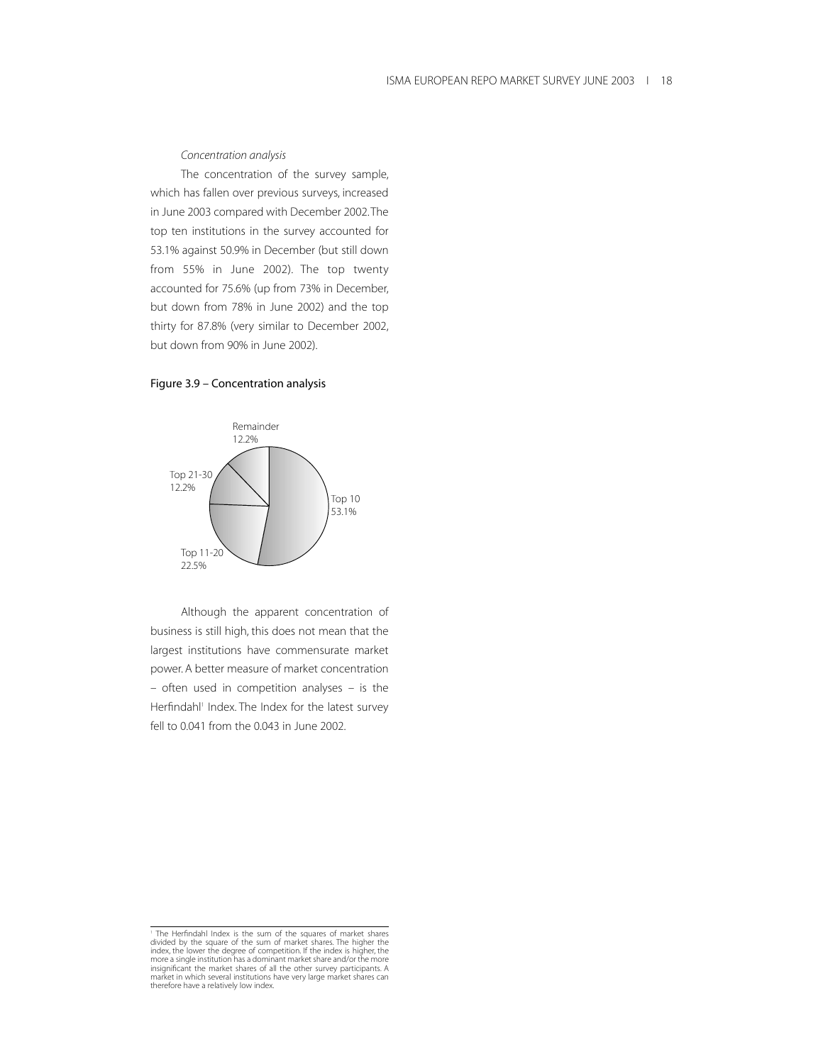*Concentration analysis*

The concentration of the survey sample, which has fallen over previous surveys, increased in June 2003 compared with December 2002. The top ten institutions in the survey accounted for 53.1% against 50.9% in December (but still down from 55% in June 2002). The top twenty accounted for 75.6% (up from 73% in December, but down from 78% in June 2002) and the top thirty for 87.8% (very similar to December 2002, but down from 90% in June 2002).

**Figure 3.9 – Concentration analysis**

| Segment | Share |
|---|---|
| Top 10 | 53.1% |
| Top 11-20 | 22.5% |
| Top 21-30 | 12.2% |
| Remainder | 12.2% |

Although the apparent concentration of business is still high, this does not mean that the largest institutions have commensurate market power. A better measure of market concentration – often used in competition analyses – is the Herfindahl[1] Index. The Index for the latest survey fell to 0.041 from the 0.043 in June 2002.

[1] The Herfindahl Index is the sum of the squares of market shares divided by the square of the sum of market shares. The higher the index, the lower the degree of competition. If the index is higher, the more a single institution has a dominant market share and/or the more insignificant the market shares of all the other survey participants. A market in which several institutions have very large market shares can therefore have a relatively low index.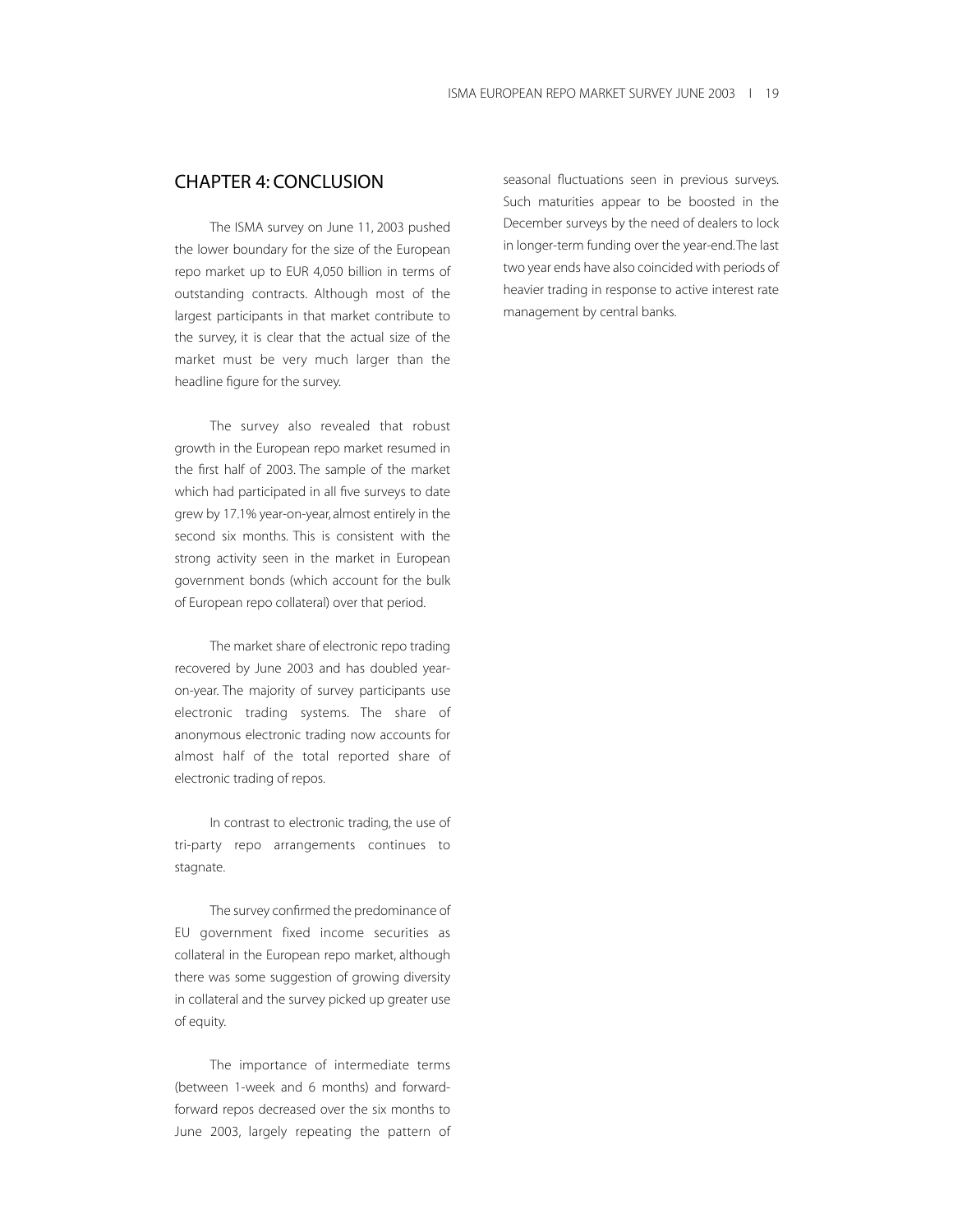## CHAPTER 4: CONCLUSION

The ISMA survey on June 11, 2003 pushed the lower boundary for the size of the European repo market up to EUR 4,050 billion in terms of outstanding contracts. Although most of the largest participants in that market contribute to the survey, it is clear that the actual size of the market must be very much larger than the headline figure for the survey.

The survey also revealed that robust growth in the European repo market resumed in the first half of 2003. The sample of the market which had participated in all five surveys to date grew by 17.1% year-on-year, almost entirely in the second six months. This is consistent with the strong activity seen in the market in European government bonds (which account for the bulk of European repo collateral) over that period.

The market share of electronic repo trading recovered by June 2003 and has doubled year-on-year. The majority of survey participants use electronic trading systems. The share of anonymous electronic trading now accounts for almost half of the total reported share of electronic trading of repos.

In contrast to electronic trading, the use of tri-party repo arrangements continues to stagnate.

The survey confirmed the predominance of EU government fixed income securities as collateral in the European repo market, although there was some suggestion of growing diversity in collateral and the survey picked up greater use of equity.

The importance of intermediate terms (between 1-week and 6 months) and forward-forward repos decreased over the six months to June 2003, largely repeating the pattern of seasonal fluctuations seen in previous surveys. Such maturities appear to be boosted in the December surveys by the need of dealers to lock in longer-term funding over the year-end. The last two year ends have also coincided with periods of heavier trading in response to active interest rate management by central banks.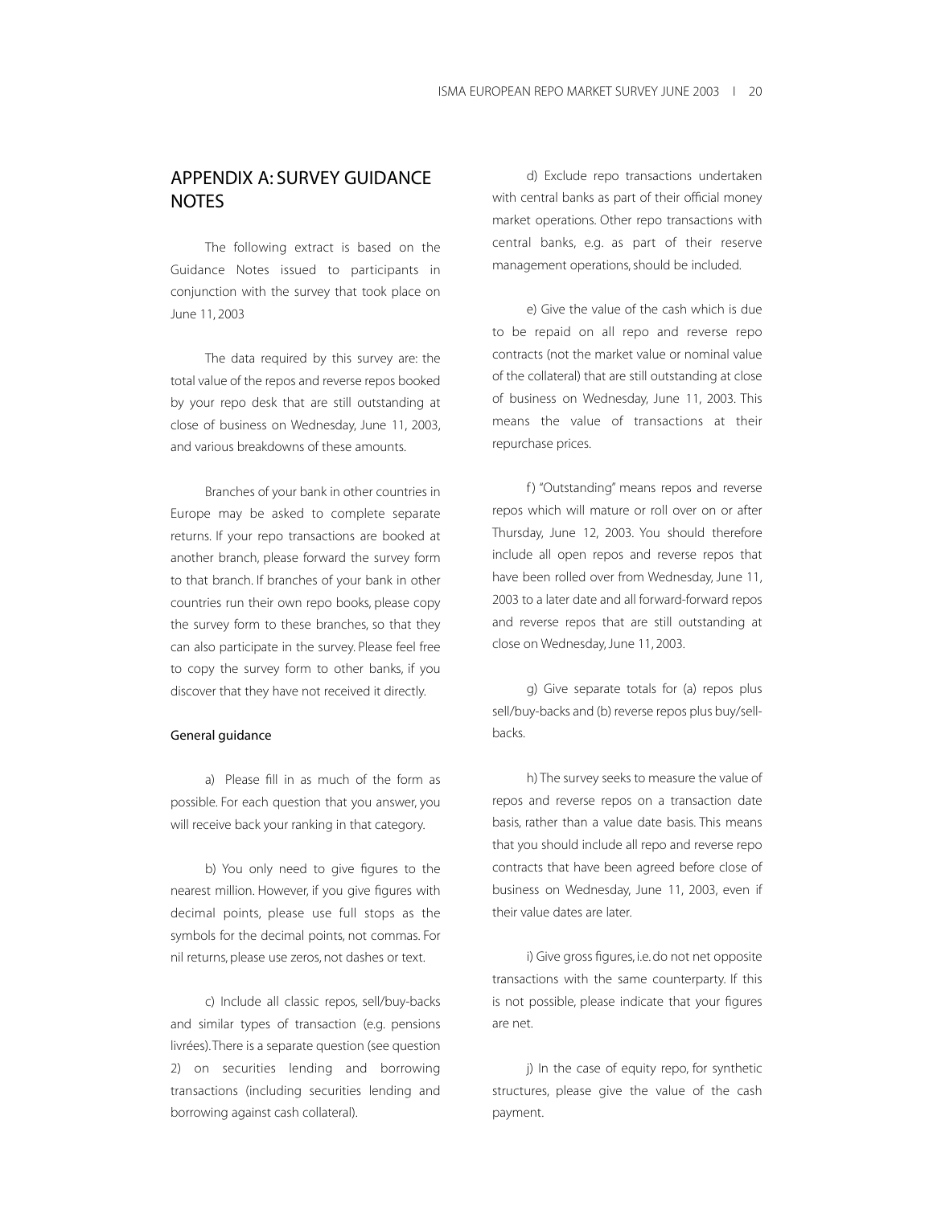## APPENDIX A: SURVEY GUIDANCE NOTES

The following extract is based on the Guidance Notes issued to participants in conjunction with the survey that took place on June 11, 2003

The data required by this survey are: the total value of the repos and reverse repos booked by your repo desk that are still outstanding at close of business on Wednesday, June 11, 2003, and various breakdowns of these amounts.

Branches of your bank in other countries in Europe may be asked to complete separate returns. If your repo transactions are booked at another branch, please forward the survey form to that branch. If branches of your bank in other countries run their own repo books, please copy the survey form to these branches, so that they can also participate in the survey. Please feel free to copy the survey form to other banks, if you discover that they have not received it directly.

### General guidance

a) Please fill in as much of the form as possible. For each question that you answer, you will receive back your ranking in that category.

b) You only need to give figures to the nearest million. However, if you give figures with decimal points, please use full stops as the symbols for the decimal points, not commas. For nil returns, please use zeros, not dashes or text.

c) Include all classic repos, sell/buy-backs and similar types of transaction (e.g. pensions livrées). There is a separate question (see question 2) on securities lending and borrowing transactions (including securities lending and borrowing against cash collateral).

d) Exclude repo transactions undertaken with central banks as part of their official money market operations. Other repo transactions with central banks, e.g. as part of their reserve management operations, should be included.

e) Give the value of the cash which is due to be repaid on all repo and reverse repo contracts (not the market value or nominal value of the collateral) that are still outstanding at close of business on Wednesday, June 11, 2003. This means the value of transactions at their repurchase prices.

f) "Outstanding" means repos and reverse repos which will mature or roll over on or after Thursday, June 12, 2003. You should therefore include all open repos and reverse repos that have been rolled over from Wednesday, June 11, 2003 to a later date and all forward-forward repos and reverse repos that are still outstanding at close on Wednesday, June 11, 2003.

g) Give separate totals for (a) repos plus sell/buy-backs and (b) reverse repos plus buy/sell-backs.

h) The survey seeks to measure the value of repos and reverse repos on a transaction date basis, rather than a value date basis. This means that you should include all repo and reverse repo contracts that have been agreed before close of business on Wednesday, June 11, 2003, even if their value dates are later.

i) Give gross figures, i.e. do not net opposite transactions with the same counterparty. If this is not possible, please indicate that your figures are net.

j) In the case of equity repo, for synthetic structures, please give the value of the cash payment.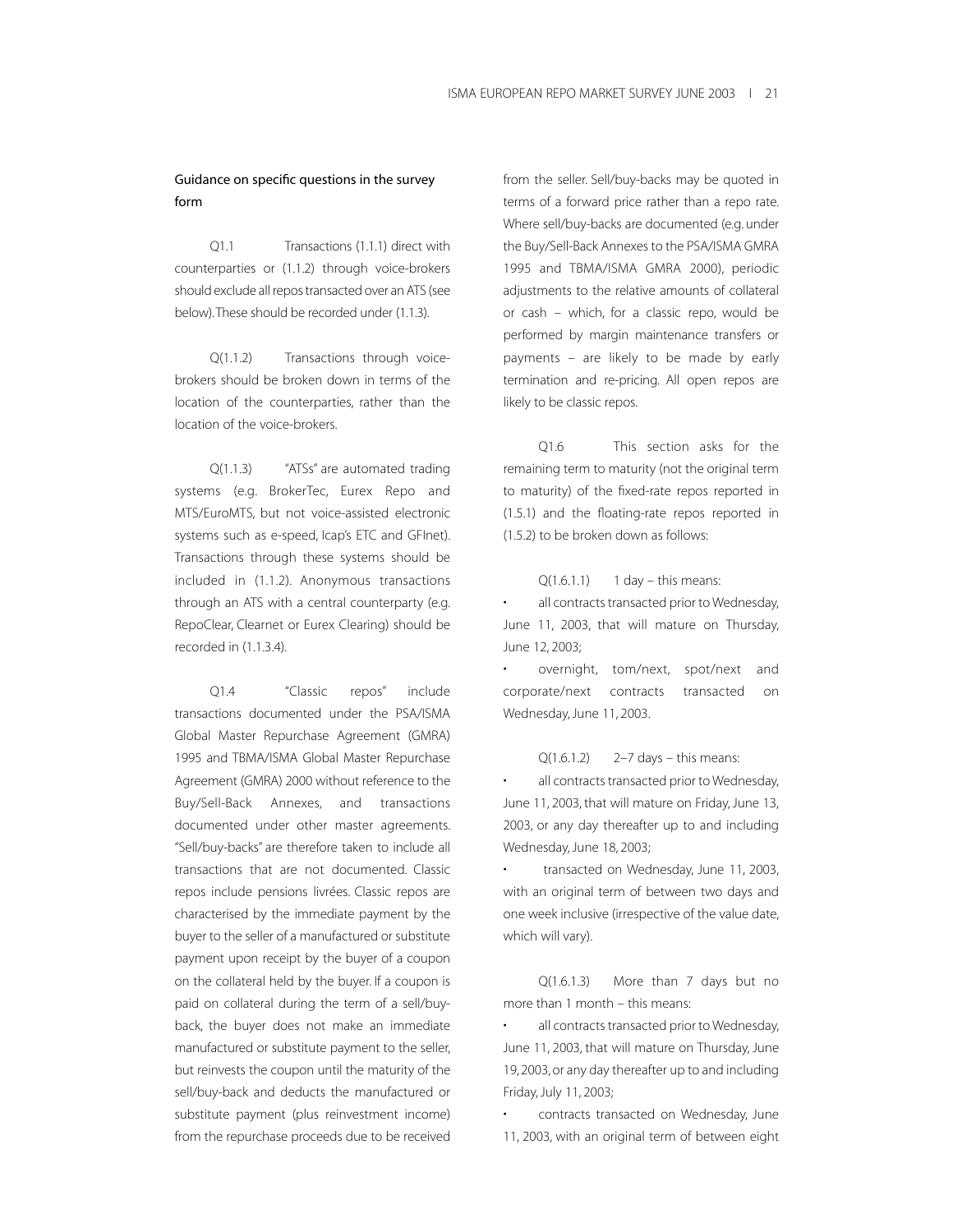## Guidance on specific questions in the survey form

Q1.1 Transactions (1.1.1) direct with counterparties or (1.1.2) through voice-brokers should exclude all repos transacted over an ATS (see below). These should be recorded under (1.1.3).

Q(1.1.2) Transactions through voice-brokers should be broken down in terms of the location of the counterparties, rather than the location of the voice-brokers.

Q(1.1.3) "ATSs" are automated trading systems (e.g. BrokerTec, Eurex Repo and MTS/EuroMTS, but not voice-assisted electronic systems such as e-speed, Icap's ETC and GFInet). Transactions through these systems should be included in (1.1.2). Anonymous transactions through an ATS with a central counterparty (e.g. RepoClear, Clearnet or Eurex Clearing) should be recorded in (1.1.3.4).

Q1.4 "Classic repos" include transactions documented under the PSA/ISMA Global Master Repurchase Agreement (GMRA) 1995 and TBMA/ISMA Global Master Repurchase Agreement (GMRA) 2000 without reference to the Buy/Sell-Back Annexes, and transactions documented under other master agreements. "Sell/buy-backs" are therefore taken to include all transactions that are not documented. Classic repos include pensions livrées. Classic repos are characterised by the immediate payment by the buyer to the seller of a manufactured or substitute payment upon receipt by the buyer of a coupon on the collateral held by the buyer. If a coupon is paid on collateral during the term of a sell/buy-back, the buyer does not make an immediate manufactured or substitute payment to the seller, but reinvests the coupon until the maturity of the sell/buy-back and deducts the manufactured or substitute payment (plus reinvestment income) from the repurchase proceeds due to be received from the seller. Sell/buy-backs may be quoted in terms of a forward price rather than a repo rate. Where sell/buy-backs are documented (e.g. under the Buy/Sell-Back Annexes to the PSA/ISMA GMRA 1995 and TBMA/ISMA GMRA 2000), periodic adjustments to the relative amounts of collateral or cash – which, for a classic repo, would be performed by margin maintenance transfers or payments – are likely to be made by early termination and re-pricing. All open repos are likely to be classic repos.

Q1.6 This section asks for the remaining term to maturity (not the original term to maturity) of the fixed-rate repos reported in (1.5.1) and the floating-rate repos reported in (1.5.2) to be broken down as follows:

Q(1.6.1.1) 1 day – this means:

- all contracts transacted prior to Wednesday, June 11, 2003, that will mature on Thursday, June 12, 2003;
- overnight, tom/next, spot/next and corporate/next contracts transacted on Wednesday, June 11, 2003.

Q(1.6.1.2) 2–7 days – this means:

- all contracts transacted prior to Wednesday, June 11, 2003, that will mature on Friday, June 13, 2003, or any day thereafter up to and including Wednesday, June 18, 2003;
- transacted on Wednesday, June 11, 2003, with an original term of between two days and one week inclusive (irrespective of the value date, which will vary).

Q(1.6.1.3) More than 7 days but no more than 1 month – this means:

- all contracts transacted prior to Wednesday, June 11, 2003, that will mature on Thursday, June 19, 2003, or any day thereafter up to and including Friday, July 11, 2003;
- contracts transacted on Wednesday, June 11, 2003, with an original term of between eight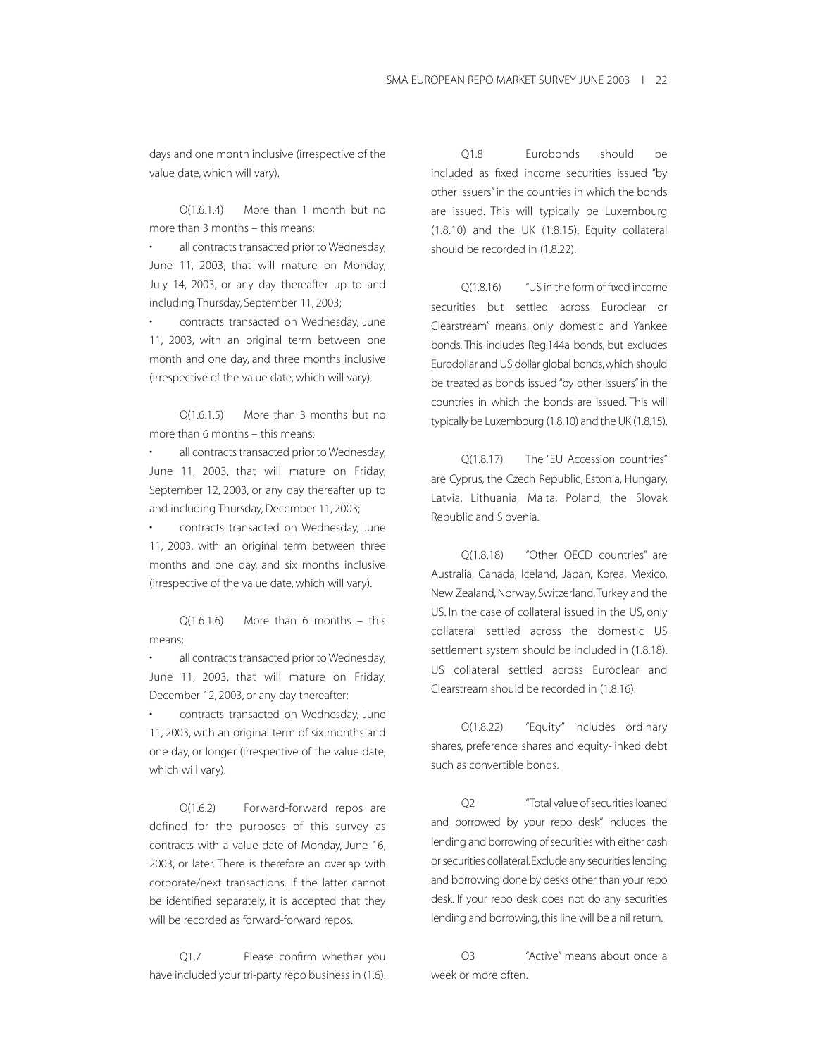days and one month inclusive (irrespective of the value date, which will vary).

Q(1.6.1.4) More than 1 month but no more than 3 months – this means:

- all contracts transacted prior to Wednesday, June 11, 2003, that will mature on Monday, July 14, 2003, or any day thereafter up to and including Thursday, September 11, 2003;
- contracts transacted on Wednesday, June 11, 2003, with an original term between one month and one day, and three months inclusive (irrespective of the value date, which will vary).

Q(1.6.1.5) More than 3 months but no more than 6 months – this means:

- all contracts transacted prior to Wednesday, June 11, 2003, that will mature on Friday, September 12, 2003, or any day thereafter up to and including Thursday, December 11, 2003;
- contracts transacted on Wednesday, June 11, 2003, with an original term between three months and one day, and six months inclusive (irrespective of the value date, which will vary).

Q(1.6.1.6) More than 6 months – this means;

- all contracts transacted prior to Wednesday, June 11, 2003, that will mature on Friday, December 12, 2003, or any day thereafter;
- contracts transacted on Wednesday, June 11, 2003, with an original term of six months and one day, or longer (irrespective of the value date, which will vary).

Q(1.6.2) Forward-forward repos are defined for the purposes of this survey as contracts with a value date of Monday, June 16, 2003, or later. There is therefore an overlap with corporate/next transactions. If the latter cannot be identified separately, it is accepted that they will be recorded as forward-forward repos.

Q1.7 Please confirm whether you have included your tri-party repo business in (1.6).

Q1.8 Eurobonds should be included as fixed income securities issued "by other issuers" in the countries in which the bonds are issued. This will typically be Luxembourg (1.8.10) and the UK (1.8.15). Equity collateral should be recorded in (1.8.22).

Q(1.8.16) "US in the form of fixed income securities but settled across Euroclear or Clearstream" means only domestic and Yankee bonds. This includes Reg.144a bonds, but excludes Eurodollar and US dollar global bonds, which should be treated as bonds issued "by other issuers" in the countries in which the bonds are issued. This will typically be Luxembourg (1.8.10) and the UK (1.8.15).

Q(1.8.17) The "EU Accession countries" are Cyprus, the Czech Republic, Estonia, Hungary, Latvia, Lithuania, Malta, Poland, the Slovak Republic and Slovenia.

Q(1.8.18) "Other OECD countries" are Australia, Canada, Iceland, Japan, Korea, Mexico, New Zealand, Norway, Switzerland, Turkey and the US. In the case of collateral issued in the US, only collateral settled across the domestic US settlement system should be included in (1.8.18). US collateral settled across Euroclear and Clearstream should be recorded in (1.8.16).

Q(1.8.22) "Equity" includes ordinary shares, preference shares and equity-linked debt such as convertible bonds.

Q2 "Total value of securities loaned and borrowed by your repo desk" includes the lending and borrowing of securities with either cash or securities collateral. Exclude any securities lending and borrowing done by desks other than your repo desk. If your repo desk does not do any securities lending and borrowing, this line will be a nil return.

Q3 "Active" means about once a week or more often.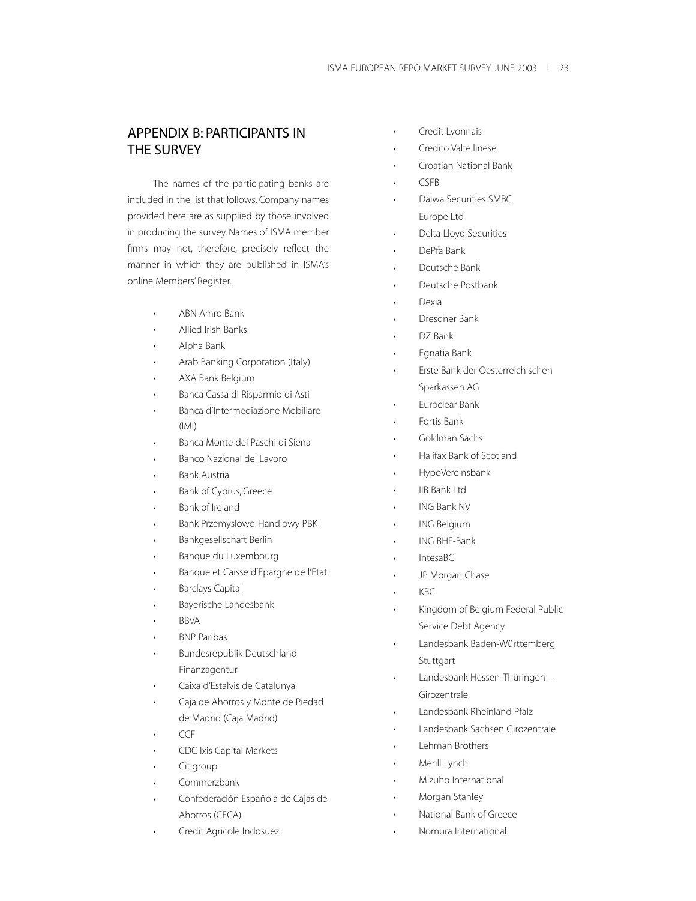## APPENDIX B: PARTICIPANTS IN THE SURVEY

The names of the participating banks are included in the list that follows. Company names provided here are as supplied by those involved in producing the survey. Names of ISMA member firms may not, therefore, precisely reflect the manner in which they are published in ISMA's online Members' Register.

- ABN Amro Bank
- Allied Irish Banks
- Alpha Bank
- Arab Banking Corporation (Italy)
- AXA Bank Belgium
- Banca Cassa di Risparmio di Asti
- Banca d'Intermediazione Mobiliare (IMI)
- Banca Monte dei Paschi di Siena
- Banco Nazional del Lavoro
- Bank Austria
- Bank of Cyprus, Greece
- Bank of Ireland
- Bank Przemyslowo-Handlowy PBK
- Bankgesellschaft Berlin
- Banque du Luxembourg
- Banque et Caisse d'Epargne de l'Etat
- Barclays Capital
- Bayerische Landesbank
- BBVA
- BNP Paribas
- Bundesrepublik Deutschland Finanzagentur
- Caixa d'Estalvis de Catalunya
- Caja de Ahorros y Monte de Piedad de Madrid (Caja Madrid)
- CCF
- CDC Ixis Capital Markets
- Citigroup
- Commerzbank
- Confederación Española de Cajas de Ahorros (CECA)
- Credit Agricole Indosuez
- Credit Lyonnais
- Credito Valtellinese
- Croatian National Bank
- CSFB
- Daiwa Securities SMBC Europe Ltd
- Delta Lloyd Securities
- DePfa Bank
- Deutsche Bank
- Deutsche Postbank
- Dexia
- Dresdner Bank
- DZ Bank
- Egnatia Bank
- Erste Bank der Oesterreichischen Sparkassen AG
- Euroclear Bank
- Fortis Bank
- Goldman Sachs
- Halifax Bank of Scotland
- HypoVereinsbank
- IIB Bank Ltd
- ING Bank NV
- ING Belgium
- ING BHF-Bank
- IntesaBCI
- JP Morgan Chase
- KBC
- Kingdom of Belgium Federal Public Service Debt Agency
- Landesbank Baden-Württemberg, Stuttgart
- Landesbank Hessen-Thüringen – Girozentrale
- Landesbank Rheinland Pfalz
- Landesbank Sachsen Girozentrale
- Lehman Brothers
- Merill Lynch
- Mizuho International
- Morgan Stanley
- National Bank of Greece
- Nomura International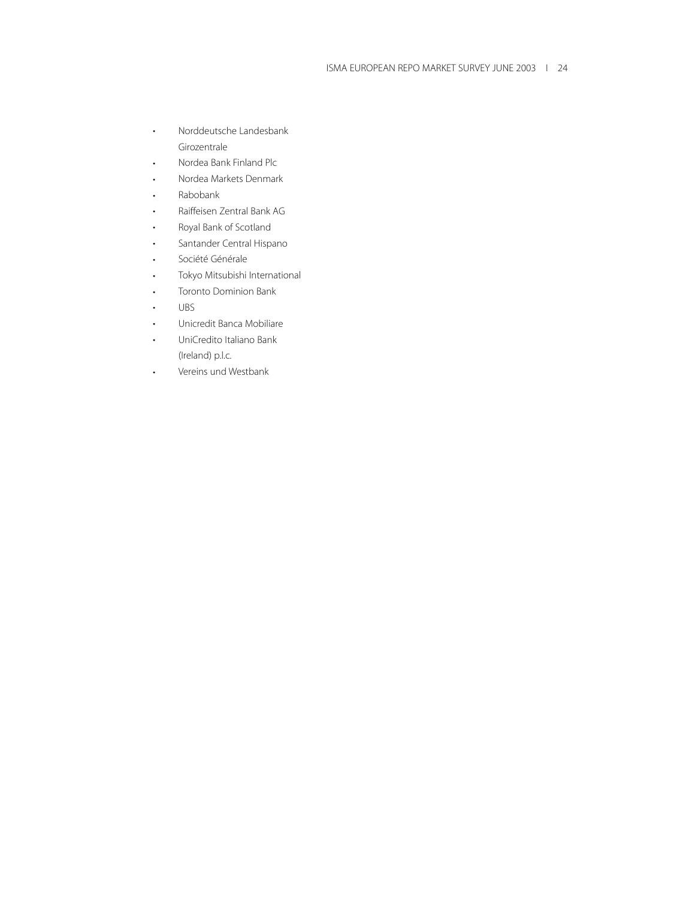- Norddeutsche Landesbank Girozentrale
- Nordea Bank Finland Plc
- Nordea Markets Denmark
- Rabobank
- Raiffeisen Zentral Bank AG
- Royal Bank of Scotland
- Santander Central Hispano
- Société Générale
- Tokyo Mitsubishi International
- Toronto Dominion Bank
- UBS
- Unicredit Banca Mobiliare
- UniCredito Italiano Bank (Ireland) p.l.c.
- Vereins und Westbank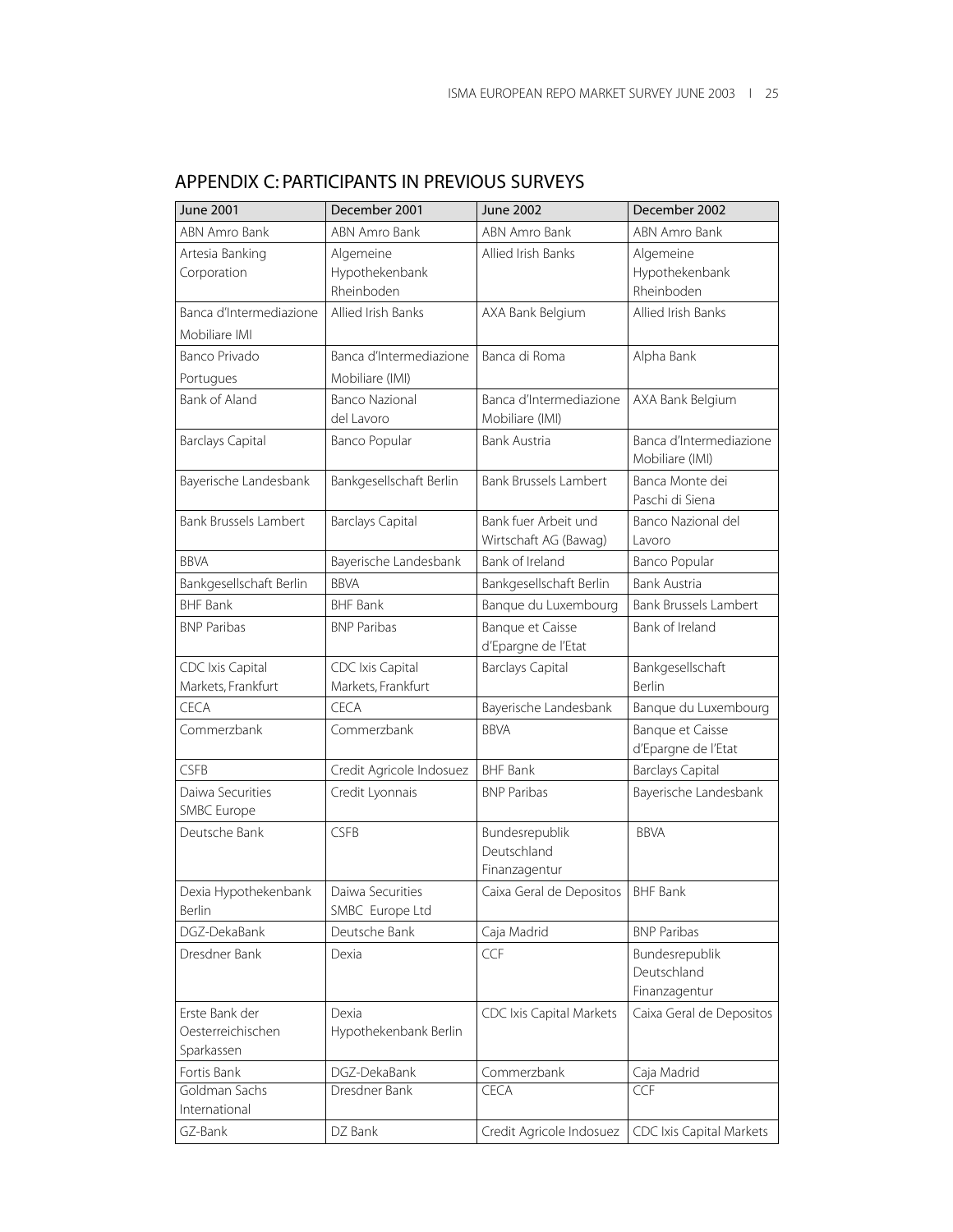## APPENDIX C: PARTICIPANTS IN PREVIOUS SURVEYS

| June 2001 | December 2001 | June 2002 | December 2002 |
|---|---|---|---|
| ABN Amro Bank | ABN Amro Bank | ABN Amro Bank | ABN Amro Bank |
| Artesia Banking Corporation | Algemeine Hypothekenbank Rheinboden | Allied Irish Banks | Algemeine Hypothekenbank Rheinboden |
| Banca d'Intermediazione Mobiliare IMI | Allied Irish Banks | AXA Bank Belgium | Allied Irish Banks |
| Banco Privado Portugues | Banca d'Intermediazione Mobiliare (IMI) | Banca di Roma | Alpha Bank |
| Bank of Aland | Banco Nazional del Lavoro | Banca d'Intermediazione Mobiliare (IMI) | AXA Bank Belgium |
| Barclays Capital | Banco Popular | Bank Austria | Banca d'Intermediazione Mobiliare (IMI) |
| Bayerische Landesbank | Bankgesellschaft Berlin | Bank Brussels Lambert | Banca Monte dei Paschi di Siena |
| Bank Brussels Lambert | Barclays Capital | Bank fuer Arbeit und Wirtschaft AG (Bawag) | Banco Nazional del Lavoro |
| BBVA | Bayerische Landesbank | Bank of Ireland | Banco Popular |
| Bankgesellschaft Berlin | BBVA | Bankgesellschaft Berlin | Bank Austria |
| BHF Bank | BHF Bank | Banque du Luxembourg | Bank Brussels Lambert |
| BNP Paribas | BNP Paribas | Banque et Caisse d'Epargne de l'Etat | Bank of Ireland |
| CDC Ixis Capital Markets, Frankfurt | CDC Ixis Capital Markets, Frankfurt | Barclays Capital | Bankgesellschaft Berlin |
| CECA | CECA | Bayerische Landesbank | Banque du Luxembourg |
| Commerzbank | Commerzbank | BBVA | Banque et Caisse d'Epargne de l'Etat |
| CSFB | Credit Agricole Indosuez | BHF Bank | Barclays Capital |
| Daiwa Securities SMBC Europe | Credit Lyonnais | BNP Paribas | Bayerische Landesbank |
| Deutsche Bank | CSFB | Bundesrepublik Deutschland Finanzagentur | BBVA |
| Dexia Hypothekenbank Berlin | Daiwa Securities SMBC Europe Ltd | Caixa Geral de Depositos | BHF Bank |
| DGZ-DekaBank | Deutsche Bank | Caja Madrid | BNP Paribas |
| Dresdner Bank | Dexia | CCF | Bundesrepublik Deutschland Finanzagentur |
| Erste Bank der Oesterreichischen Sparkassen | Dexia Hypothekenbank Berlin | CDC Ixis Capital Markets | Caixa Geral de Depositos |
| Fortis Bank | DGZ-DekaBank | Commerzbank | Caja Madrid |
| Goldman Sachs International | Dresdner Bank | CECA | CCF |
| GZ-Bank | DZ Bank | Credit Agricole Indosuez | CDC Ixis Capital Markets |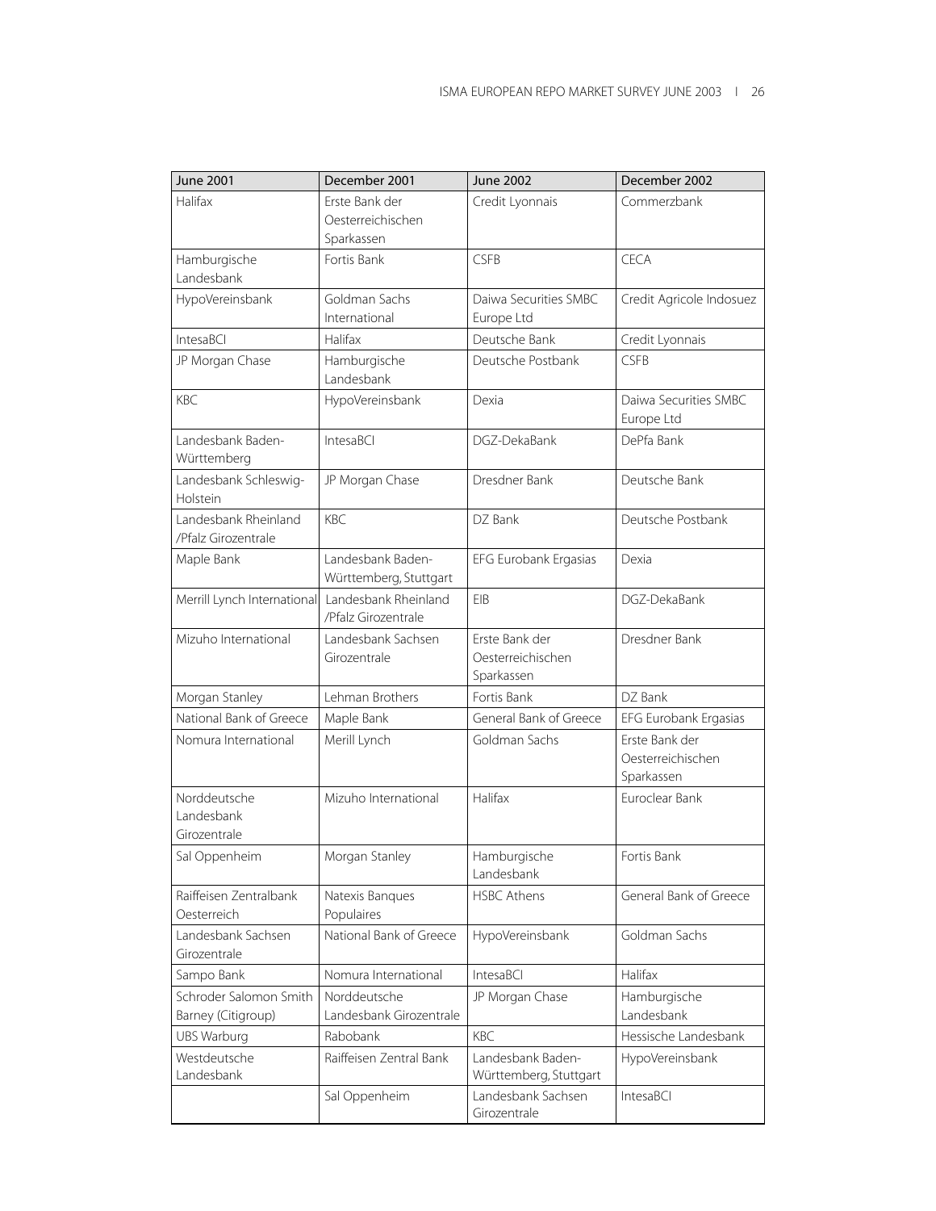| June 2001 | December 2001 | June 2002 | December 2002 |
|---|---|---|---|
| Halifax | Erste Bank der Oesterreichischen Sparkassen | Credit Lyonnais | Commerzbank |
| Hamburgische Landesbank | Fortis Bank | CSFB | CECA |
| HypoVereinsbank | Goldman Sachs International | Daiwa Securities SMBC Europe Ltd | Credit Agricole Indosuez |
| IntesaBCI | Halifax | Deutsche Bank | Credit Lyonnais |
| JP Morgan Chase | Hamburgische Landesbank | Deutsche Postbank | CSFB |
| KBC | HypoVereinsbank | Dexia | Daiwa Securities SMBC Europe Ltd |
| Landesbank Baden-Württemberg | IntesaBCI | DGZ-DekaBank | DePfa Bank |
| Landesbank Schleswig-Holstein | JP Morgan Chase | Dresdner Bank | Deutsche Bank |
| Landesbank Rheinland /Pfalz Girozentrale | KBC | DZ Bank | Deutsche Postbank |
| Maple Bank | Landesbank Baden-Württemberg, Stuttgart | EFG Eurobank Ergasias | Dexia |
| Merrill Lynch International | Landesbank Rheinland /Pfalz Girozentrale | EIB | DGZ-DekaBank |
| Mizuho International | Landesbank Sachsen Girozentrale | Erste Bank der Oesterreichischen Sparkassen | Dresdner Bank |
| Morgan Stanley | Lehman Brothers | Fortis Bank | DZ Bank |
| National Bank of Greece | Maple Bank | General Bank of Greece | EFG Eurobank Ergasias |
| Nomura International | Merill Lynch | Goldman Sachs | Erste Bank der Oesterreichischen Sparkassen |
| Norddeutsche Landesbank Girozentrale | Mizuho International | Halifax | Euroclear Bank |
| Sal Oppenheim | Morgan Stanley | Hamburgische Landesbank | Fortis Bank |
| Raiffeisen Zentralbank Oesterreich | Natexis Banques Populaires | HSBC Athens | General Bank of Greece |
| Landesbank Sachsen Girozentrale | National Bank of Greece | HypoVereinsbank | Goldman Sachs |
| Sampo Bank | Nomura International | IntesaBCI | Halifax |
| Schroder Salomon Smith Barney (Citigroup) | Norddeutsche Landesbank Girozentrale | JP Morgan Chase | Hamburgische Landesbank |
| UBS Warburg | Rabobank | KBC | Hessische Landesbank |
| Westdeutsche Landesbank | Raiffeisen Zentral Bank | Landesbank Baden-Württemberg, Stuttgart | HypoVereinsbank |
| | Sal Oppenheim | Landesbank Sachsen Girozentrale | IntesaBCI |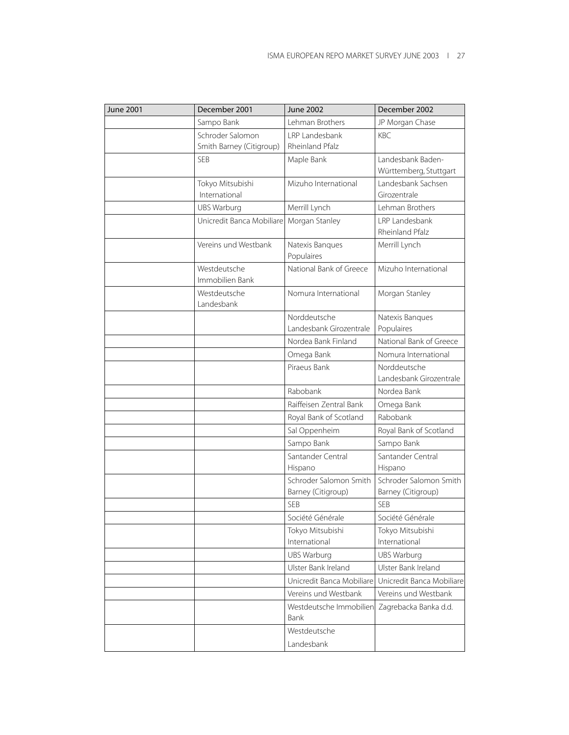| June 2001 | December 2001 | June 2002 | December 2002 |
|---|---|---|---|
| | Sampo Bank | Lehman Brothers | JP Morgan Chase |
| | Schroder Salomon Smith Barney (Citigroup) | LRP Landesbank Rheinland Pfalz | KBC |
| | SEB | Maple Bank | Landesbank Baden-Württemberg, Stuttgart |
| | Tokyo Mitsubishi International | Mizuho International | Landesbank Sachsen Girozentrale |
| | UBS Warburg | Merrill Lynch | Lehman Brothers |
| | Unicredit Banca Mobiliare | Morgan Stanley | LRP Landesbank Rheinland Pfalz |
| | Vereins und Westbank | Natexis Banques Populaires | Merrill Lynch |
| | Westdeutsche Immobilien Bank | National Bank of Greece | Mizuho International |
| | Westdeutsche Landesbank | Nomura International | Morgan Stanley |
| | | Norddeutsche Landesbank Girozentrale | Natexis Banques Populaires |
| | | Nordea Bank Finland | National Bank of Greece |
| | | Omega Bank | Nomura International |
| | | Piraeus Bank | Norddeutsche Landesbank Girozentrale |
| | | Rabobank | Nordea Bank |
| | | Raiffeisen Zentral Bank | Omega Bank |
| | | Royal Bank of Scotland | Rabobank |
| | | Sal Oppenheim | Royal Bank of Scotland |
| | | Sampo Bank | Sampo Bank |
| | | Santander Central Hispano | Santander Central Hispano |
| | | Schroder Salomon Smith Barney (Citigroup) | Schroder Salomon Smith Barney (Citigroup) |
| | | SEB | SEB |
| | | Société Générale | Société Générale |
| | | Tokyo Mitsubishi International | Tokyo Mitsubishi International |
| | | UBS Warburg | UBS Warburg |
| | | Ulster Bank Ireland | Ulster Bank Ireland |
| | | Unicredit Banca Mobiliare | Unicredit Banca Mobiliare |
| | | Vereins und Westbank | Vereins und Westbank |
| | | Westdeutsche Immobilien Bank | Zagrebacka Banka d.d. |
| | | Westdeutsche Landesbank | |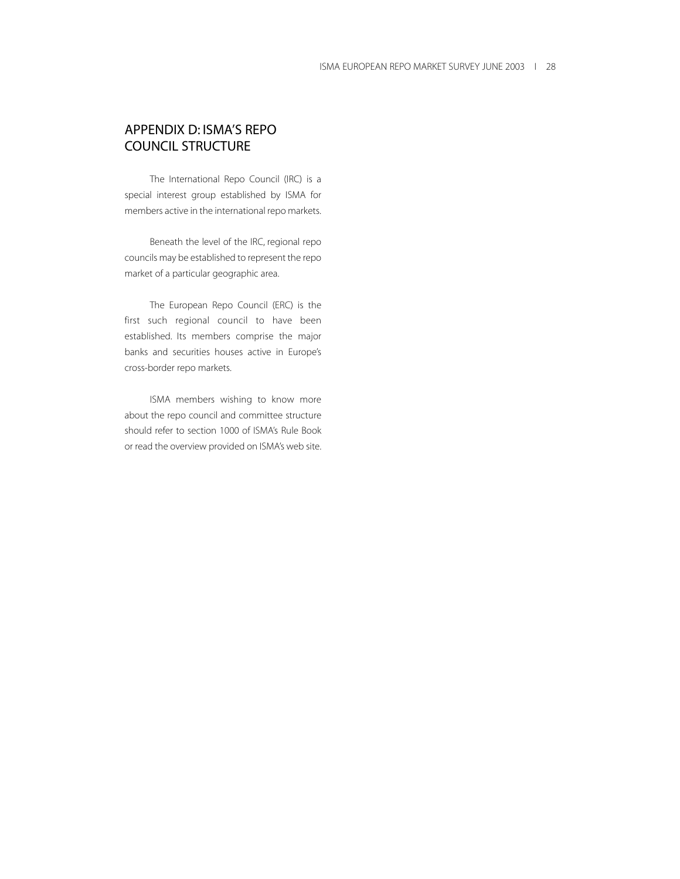## APPENDIX D: ISMA'S REPO COUNCIL STRUCTURE

The International Repo Council (IRC) is a special interest group established by ISMA for members active in the international repo markets.

Beneath the level of the IRC, regional repo councils may be established to represent the repo market of a particular geographic area.

The European Repo Council (ERC) is the first such regional council to have been established. Its members comprise the major banks and securities houses active in Europe's cross-border repo markets.

ISMA members wishing to know more about the repo council and committee structure should refer to section 1000 of ISMA's Rule Book or read the overview provided on ISMA's web site.